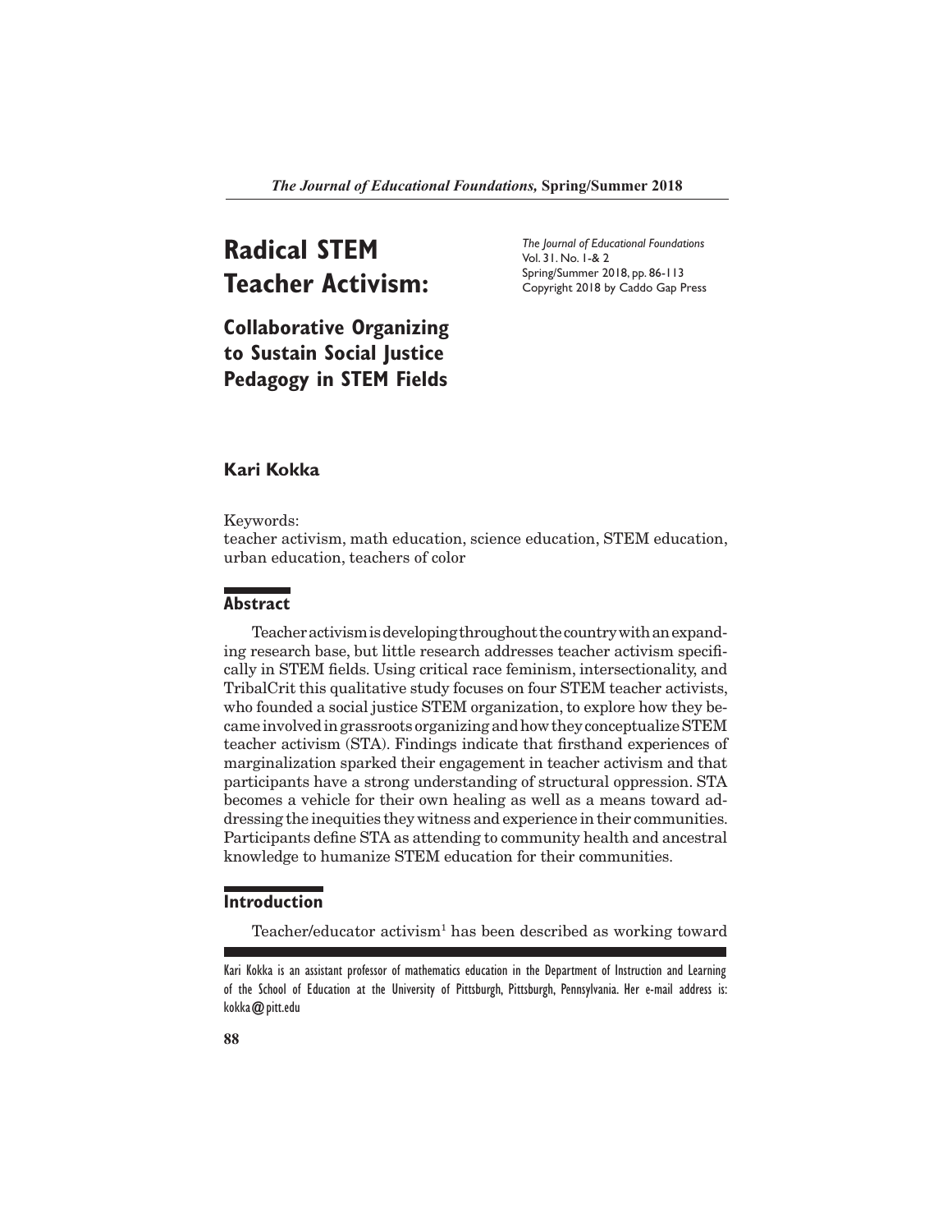# Radical STEM Teacher Activism:

## Collaborative Organizing to Sustain Social Justice Pedagogy in STEM Fields

*The Journal of Educational Foundations*
Vol. 31. No. 1-& 2
Spring/Summer 2018, pp. 86-113
Copyright 2018 by Caddo Gap Press

**Kari Kokka**

Keywords:
teacher activism, math education, science education, STEM education, urban education, teachers of color

## Abstract

Teacher activism is developing throughout the country with an expanding research base, but little research addresses teacher activism specifically in STEM fields. Using critical race feminism, intersectionality, and TribalCrit this qualitative study focuses on four STEM teacher activists, who founded a social justice STEM organization, to explore how they became involved in grassroots organizing and how they conceptualize STEM teacher activism (STA). Findings indicate that firsthand experiences of marginalization sparked their engagement in teacher activism and that participants have a strong understanding of structural oppression. STA becomes a vehicle for their own healing as well as a means toward addressing the inequities they witness and experience in their communities. Participants define STA as attending to community health and ancestral knowledge to humanize STEM education for their communities.

## Introduction

Teacher/educator activism[1] has been described as working toward

Kari Kokka is an assistant professor of mathematics education in the Department of Instruction and Learning of the School of Education at the University of Pittsburgh, Pittsburgh, Pennsylvania. Her e-mail address is: kokka@pitt.edu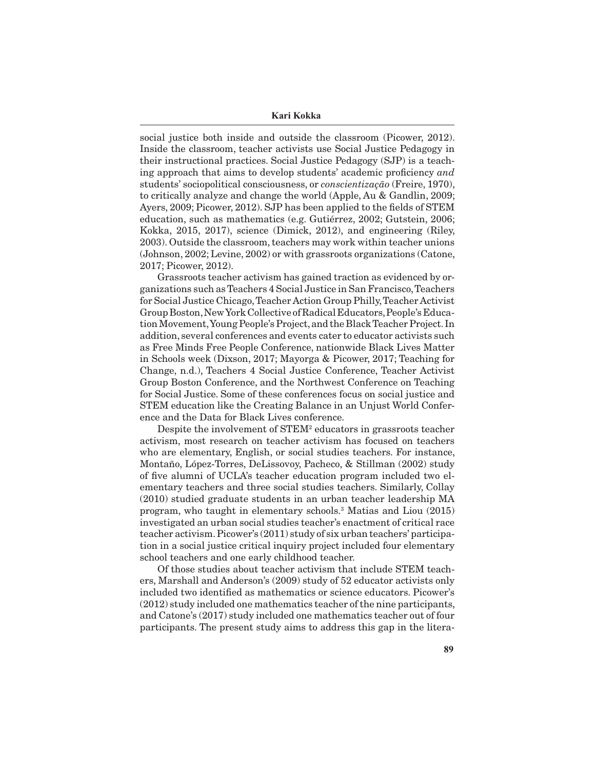social justice both inside and outside the classroom (Picower, 2012). Inside the classroom, teacher activists use Social Justice Pedagogy in their instructional practices. Social Justice Pedagogy (SJP) is a teaching approach that aims to develop students' academic proficiency *and* students' sociopolitical consciousness, or *conscientização* (Freire, 1970), to critically analyze and change the world (Apple, Au & Gandlin, 2009; Ayers, 2009; Picower, 2012). SJP has been applied to the fields of STEM education, such as mathematics (e.g. Gutiérrez, 2002; Gutstein, 2006; Kokka, 2015, 2017), science (Dimick, 2012), and engineering (Riley, 2003). Outside the classroom, teachers may work within teacher unions (Johnson, 2002; Levine, 2002) or with grassroots organizations (Catone, 2017; Picower, 2012).

Grassroots teacher activism has gained traction as evidenced by organizations such as Teachers 4 Social Justice in San Francisco, Teachers for Social Justice Chicago, Teacher Action Group Philly, Teacher Activist Group Boston, New York Collective of Radical Educators, People's Education Movement, Young People's Project, and the Black Teacher Project. In addition, several conferences and events cater to educator activists such as Free Minds Free People Conference, nationwide Black Lives Matter in Schools week (Dixson, 2017; Mayorga & Picower, 2017; Teaching for Change, n.d.), Teachers 4 Social Justice Conference, Teacher Activist Group Boston Conference, and the Northwest Conference on Teaching for Social Justice. Some of these conferences focus on social justice and STEM education like the Creating Balance in an Unjust World Conference and the Data for Black Lives conference.

Despite the involvement of STEM[2] educators in grassroots teacher activism, most research on teacher activism has focused on teachers who are elementary, English, or social studies teachers. For instance, Montaño, López-Torres, DeLissovoy, Pacheco, & Stillman (2002) study of five alumni of UCLA's teacher education program included two elementary teachers and three social studies teachers. Similarly, Collay (2010) studied graduate students in an urban teacher leadership MA program, who taught in elementary schools.[3] Matias and Liou (2015) investigated an urban social studies teacher's enactment of critical race teacher activism. Picower's (2011) study of six urban teachers' participation in a social justice critical inquiry project included four elementary school teachers and one early childhood teacher.

Of those studies about teacher activism that include STEM teachers, Marshall and Anderson's (2009) study of 52 educator activists only included two identified as mathematics or science educators. Picower's (2012) study included one mathematics teacher of the nine participants, and Catone's (2017) study included one mathematics teacher out of four participants. The present study aims to address this gap in the litera-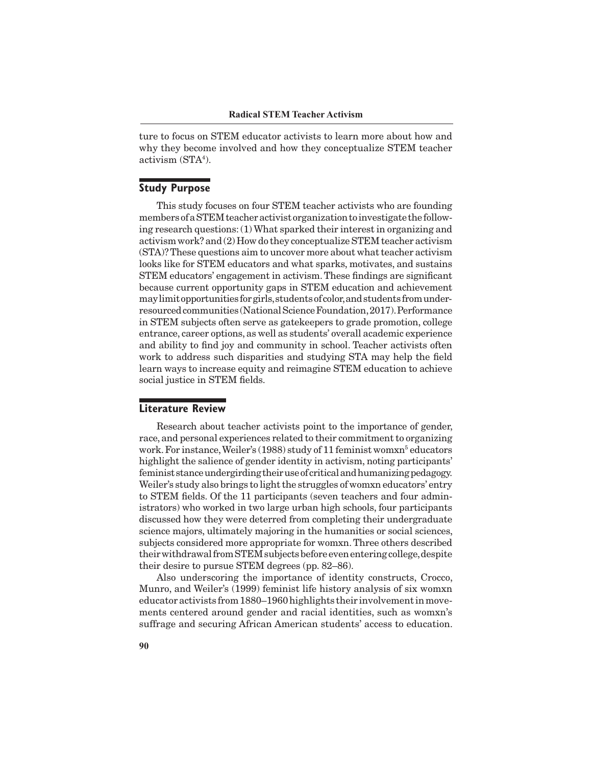ture to focus on STEM educator activists to learn more about how and why they become involved and how they conceptualize STEM teacher activism (STA[4]).

## Study Purpose

This study focuses on four STEM teacher activists who are founding members of a STEM teacher activist organization to investigate the following research questions: (1) What sparked their interest in organizing and activism work? and (2) How do they conceptualize STEM teacher activism (STA)? These questions aim to uncover more about what teacher activism looks like for STEM educators and what sparks, motivates, and sustains STEM educators' engagement in activism. These findings are significant because current opportunity gaps in STEM education and achievement may limit opportunities for girls, students of color, and students from under-resourced communities (National Science Foundation, 2017). Performance in STEM subjects often serve as gatekeepers to grade promotion, college entrance, career options, as well as students' overall academic experience and ability to find joy and community in school. Teacher activists often work to address such disparities and studying STA may help the field learn ways to increase equity and reimagine STEM education to achieve social justice in STEM fields.

## Literature Review

Research about teacher activists point to the importance of gender, race, and personal experiences related to their commitment to organizing work. For instance, Weiler's (1988) study of 11 feminist womxn[5] educators highlight the salience of gender identity in activism, noting participants' feminist stance undergirding their use of critical and humanizing pedagogy. Weiler's study also brings to light the struggles of womxn educators' entry to STEM fields. Of the 11 participants (seven teachers and four administrators) who worked in two large urban high schools, four participants discussed how they were deterred from completing their undergraduate science majors, ultimately majoring in the humanities or social sciences, subjects considered more appropriate for womxn. Three others described their withdrawal from STEM subjects before even entering college, despite their desire to pursue STEM degrees (pp. 82–86).

Also underscoring the importance of identity constructs, Crocco, Munro, and Weiler's (1999) feminist life history analysis of six womxn educator activists from 1880–1960 highlights their involvement in movements centered around gender and racial identities, such as womxn's suffrage and securing African American students' access to education.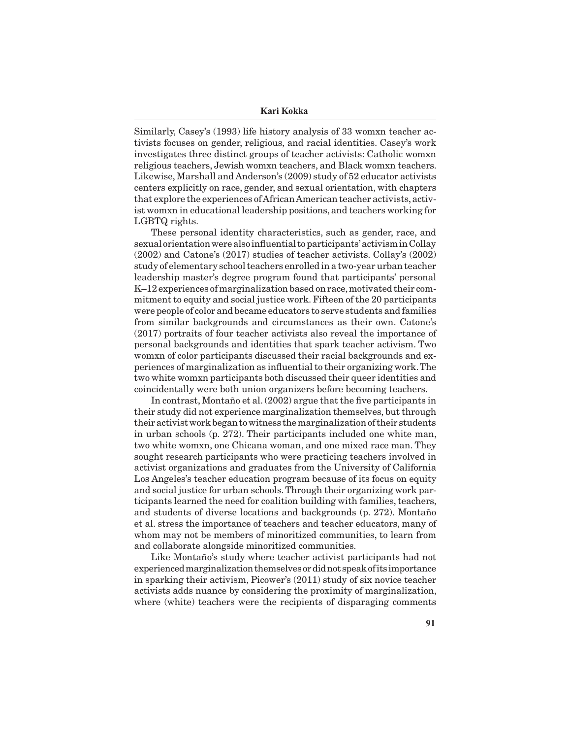Similarly, Casey's (1993) life history analysis of 33 womxn teacher activists focuses on gender, religious, and racial identities. Casey's work investigates three distinct groups of teacher activists: Catholic womxn religious teachers, Jewish womxn teachers, and Black womxn teachers. Likewise, Marshall and Anderson's (2009) study of 52 educator activists centers explicitly on race, gender, and sexual orientation, with chapters that explore the experiences of African American teacher activists, activist womxn in educational leadership positions, and teachers working for LGBTQ rights.

These personal identity characteristics, such as gender, race, and sexual orientation were also influential to participants' activism in Collay (2002) and Catone's (2017) studies of teacher activists. Collay's (2002) study of elementary school teachers enrolled in a two-year urban teacher leadership master's degree program found that participants' personal K–12 experiences of marginalization based on race, motivated their commitment to equity and social justice work. Fifteen of the 20 participants were people of color and became educators to serve students and families from similar backgrounds and circumstances as their own. Catone's (2017) portraits of four teacher activists also reveal the importance of personal backgrounds and identities that spark teacher activism. Two womxn of color participants discussed their racial backgrounds and experiences of marginalization as influential to their organizing work. The two white womxn participants both discussed their queer identities and coincidentally were both union organizers before becoming teachers.

In contrast, Montaño et al. (2002) argue that the five participants in their study did not experience marginalization themselves, but through their activist work began to witness the marginalization of their students in urban schools (p. 272). Their participants included one white man, two white womxn, one Chicana woman, and one mixed race man. They sought research participants who were practicing teachers involved in activist organizations and graduates from the University of California Los Angeles's teacher education program because of its focus on equity and social justice for urban schools. Through their organizing work participants learned the need for coalition building with families, teachers, and students of diverse locations and backgrounds (p. 272). Montaño et al. stress the importance of teachers and teacher educators, many of whom may not be members of minoritized communities, to learn from and collaborate alongside minoritized communities.

Like Montaño's study where teacher activist participants had not experienced marginalization themselves or did not speak of its importance in sparking their activism, Picower's (2011) study of six novice teacher activists adds nuance by considering the proximity of marginalization, where (white) teachers were the recipients of disparaging comments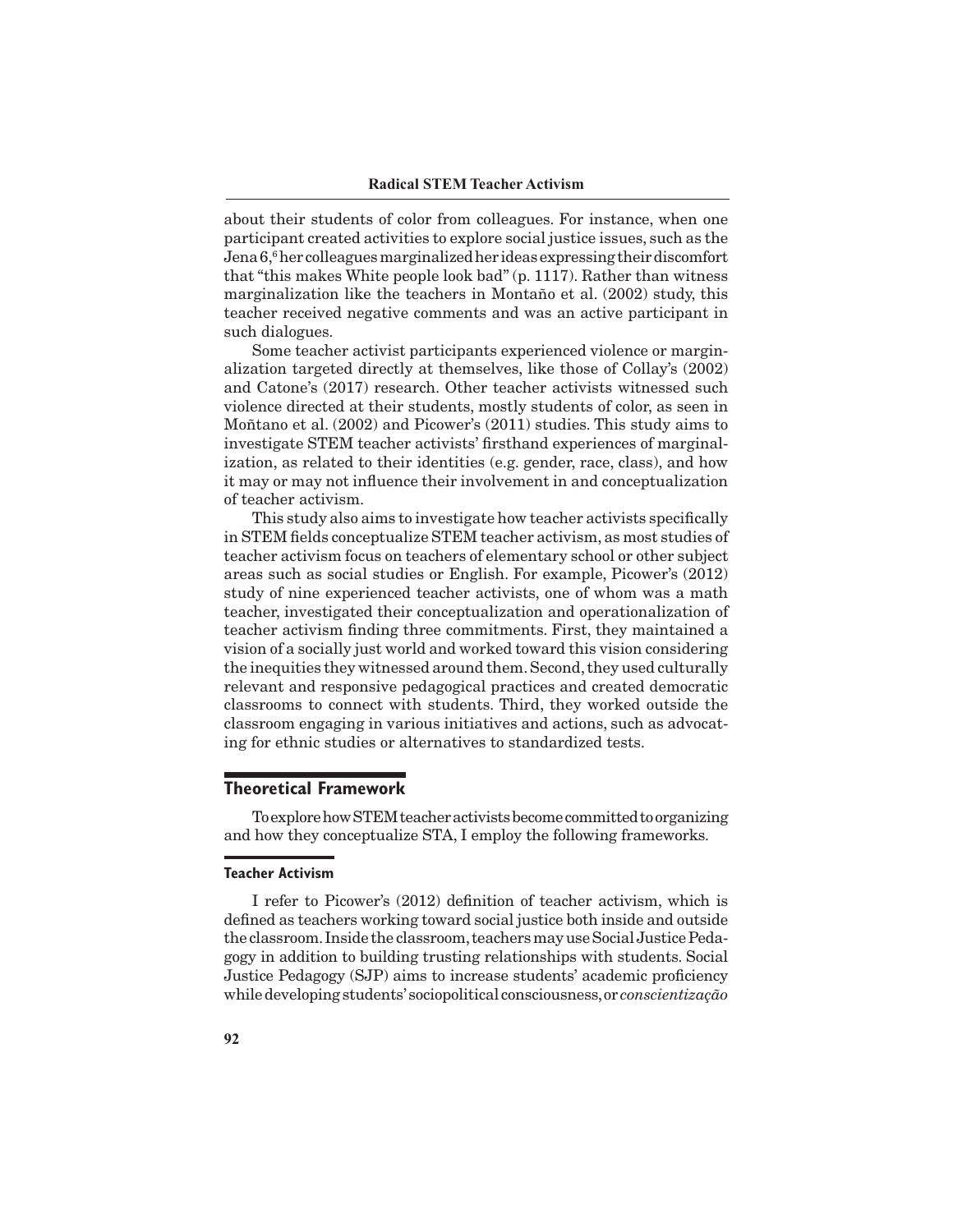about their students of color from colleagues. For instance, when one participant created activities to explore social justice issues, such as the Jena 6,[6] her colleagues marginalized her ideas expressing their discomfort that "this makes White people look bad" (p. 1117). Rather than witness marginalization like the teachers in Montaño et al. (2002) study, this teacher received negative comments and was an active participant in such dialogues.

Some teacher activist participants experienced violence or marginalization targeted directly at themselves, like those of Collay's (2002) and Catone's (2017) research. Other teacher activists witnessed such violence directed at their students, mostly students of color, as seen in Moñtano et al. (2002) and Picower's (2011) studies. This study aims to investigate STEM teacher activists' firsthand experiences of marginalization, as related to their identities (e.g. gender, race, class), and how it may or may not influence their involvement in and conceptualization of teacher activism.

This study also aims to investigate how teacher activists specifically in STEM fields conceptualize STEM teacher activism, as most studies of teacher activism focus on teachers of elementary school or other subject areas such as social studies or English. For example, Picower's (2012) study of nine experienced teacher activists, one of whom was a math teacher, investigated their conceptualization and operationalization of teacher activism finding three commitments. First, they maintained a vision of a socially just world and worked toward this vision considering the inequities they witnessed around them. Second, they used culturally relevant and responsive pedagogical practices and created democratic classrooms to connect with students. Third, they worked outside the classroom engaging in various initiatives and actions, such as advocating for ethnic studies or alternatives to standardized tests.

## Theoretical Framework

To explore how STEM teacher activists become committed to organizing and how they conceptualize STA, I employ the following frameworks.

### Teacher Activism

I refer to Picower's (2012) definition of teacher activism, which is defined as teachers working toward social justice both inside and outside the classroom. Inside the classroom, teachers may use Social Justice Pedagogy in addition to building trusting relationships with students. Social Justice Pedagogy (SJP) aims to increase students' academic proficiency while developing students' sociopolitical consciousness, or *conscientização*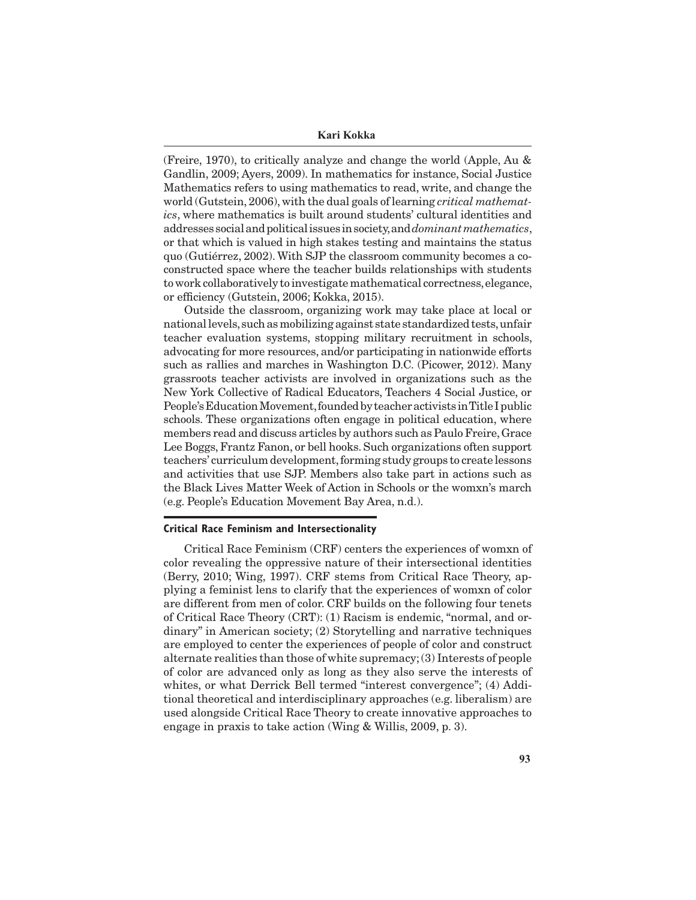(Freire, 1970), to critically analyze and change the world (Apple, Au & Gandlin, 2009; Ayers, 2009). In mathematics for instance, Social Justice Mathematics refers to using mathematics to read, write, and change the world (Gutstein, 2006), with the dual goals of learning *critical mathematics*, where mathematics is built around students' cultural identities and addresses social and political issues in society, and *dominant mathematics*, or that which is valued in high stakes testing and maintains the status quo (Gutiérrez, 2002). With SJP the classroom community becomes a co-constructed space where the teacher builds relationships with students to work collaboratively to investigate mathematical correctness, elegance, or efficiency (Gutstein, 2006; Kokka, 2015).

Outside the classroom, organizing work may take place at local or national levels, such as mobilizing against state standardized tests, unfair teacher evaluation systems, stopping military recruitment in schools, advocating for more resources, and/or participating in nationwide efforts such as rallies and marches in Washington D.C. (Picower, 2012). Many grassroots teacher activists are involved in organizations such as the New York Collective of Radical Educators, Teachers 4 Social Justice, or People's Education Movement, founded by teacher activists in Title I public schools. These organizations often engage in political education, where members read and discuss articles by authors such as Paulo Freire, Grace Lee Boggs, Frantz Fanon, or bell hooks. Such organizations often support teachers' curriculum development, forming study groups to create lessons and activities that use SJP. Members also take part in actions such as the Black Lives Matter Week of Action in Schools or the womxn's march (e.g. People's Education Movement Bay Area, n.d.).

## Critical Race Feminism and Intersectionality

Critical Race Feminism (CRF) centers the experiences of womxn of color revealing the oppressive nature of their intersectional identities (Berry, 2010; Wing, 1997). CRF stems from Critical Race Theory, applying a feminist lens to clarify that the experiences of womxn of color are different from men of color. CRF builds on the following four tenets of Critical Race Theory (CRT): (1) Racism is endemic, "normal, and ordinary" in American society; (2) Storytelling and narrative techniques are employed to center the experiences of people of color and construct alternate realities than those of white supremacy; (3) Interests of people of color are advanced only as long as they also serve the interests of whites, or what Derrick Bell termed "interest convergence"; (4) Additional theoretical and interdisciplinary approaches (e.g. liberalism) are used alongside Critical Race Theory to create innovative approaches to engage in praxis to take action (Wing & Willis, 2009, p. 3).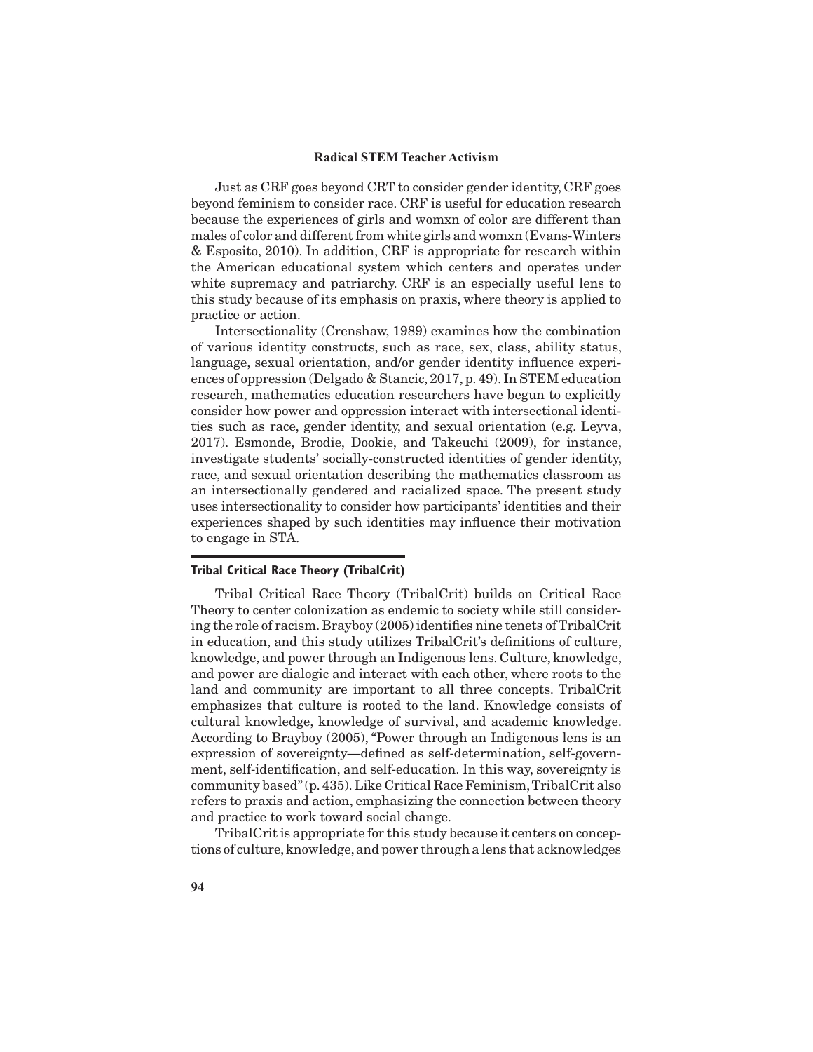Just as CRF goes beyond CRT to consider gender identity, CRF goes beyond feminism to consider race. CRF is useful for education research because the experiences of girls and womxn of color are different than males of color and different from white girls and womxn (Evans-Winters & Esposito, 2010). In addition, CRF is appropriate for research within the American educational system which centers and operates under white supremacy and patriarchy. CRF is an especially useful lens to this study because of its emphasis on praxis, where theory is applied to practice or action.

Intersectionality (Crenshaw, 1989) examines how the combination of various identity constructs, such as race, sex, class, ability status, language, sexual orientation, and/or gender identity influence experiences of oppression (Delgado & Stancic, 2017, p. 49). In STEM education research, mathematics education researchers have begun to explicitly consider how power and oppression interact with intersectional identities such as race, gender identity, and sexual orientation (e.g. Leyva, 2017). Esmonde, Brodie, Dookie, and Takeuchi (2009), for instance, investigate students' socially-constructed identities of gender identity, race, and sexual orientation describing the mathematics classroom as an intersectionally gendered and racialized space. The present study uses intersectionality to consider how participants' identities and their experiences shaped by such identities may influence their motivation to engage in STA.

### Tribal Critical Race Theory (TribalCrit)

Tribal Critical Race Theory (TribalCrit) builds on Critical Race Theory to center colonization as endemic to society while still considering the role of racism. Brayboy (2005) identifies nine tenets of TribalCrit in education, and this study utilizes TribalCrit's definitions of culture, knowledge, and power through an Indigenous lens. Culture, knowledge, and power are dialogic and interact with each other, where roots to the land and community are important to all three concepts. TribalCrit emphasizes that culture is rooted to the land. Knowledge consists of cultural knowledge, knowledge of survival, and academic knowledge. According to Brayboy (2005), "Power through an Indigenous lens is an expression of sovereignty—defined as self-determination, self-government, self-identification, and self-education. In this way, sovereignty is community based" (p. 435). Like Critical Race Feminism, TribalCrit also refers to praxis and action, emphasizing the connection between theory and practice to work toward social change.

TribalCrit is appropriate for this study because it centers on conceptions of culture, knowledge, and power through a lens that acknowledges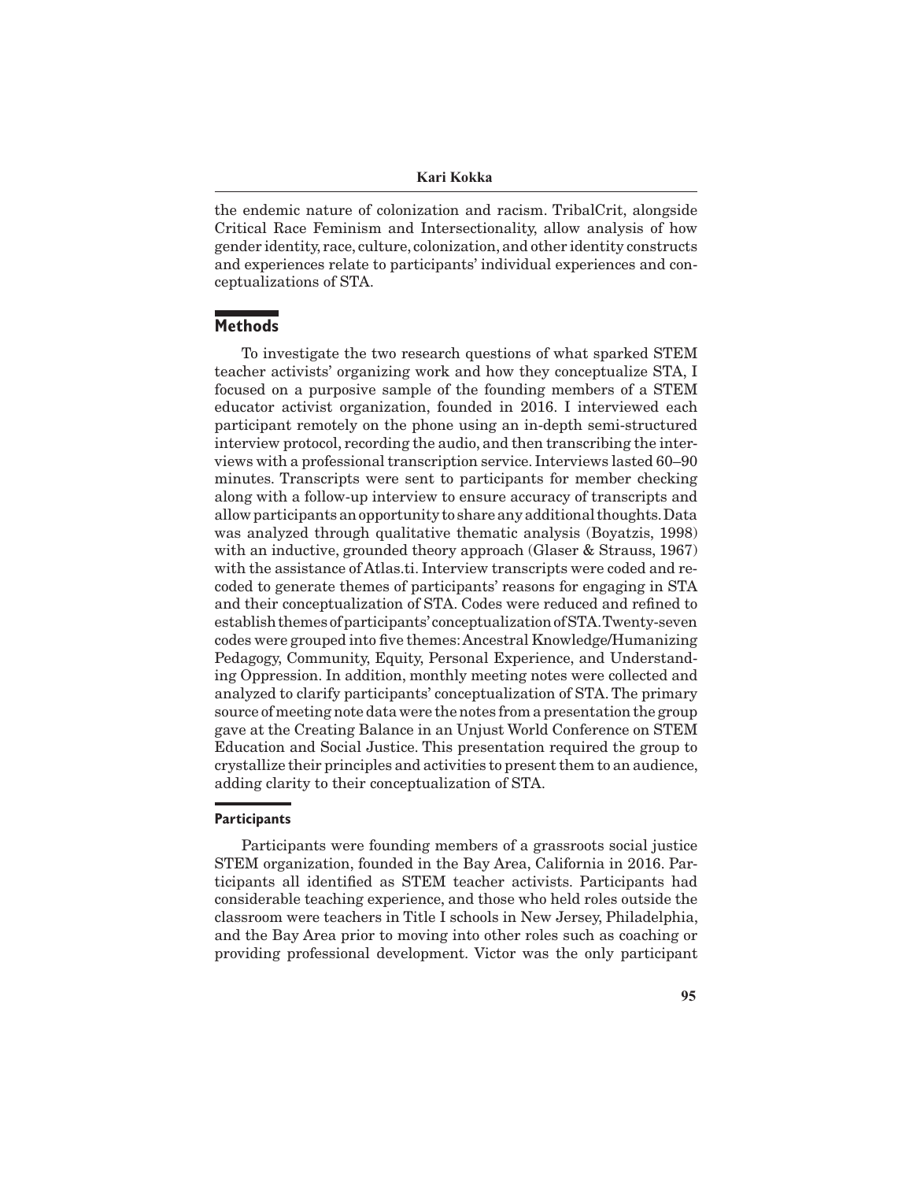the endemic nature of colonization and racism. TribalCrit, alongside Critical Race Feminism and Intersectionality, allow analysis of how gender identity, race, culture, colonization, and other identity constructs and experiences relate to participants' individual experiences and conceptualizations of STA.

## Methods

To investigate the two research questions of what sparked STEM teacher activists' organizing work and how they conceptualize STA, I focused on a purposive sample of the founding members of a STEM educator activist organization, founded in 2016. I interviewed each participant remotely on the phone using an in-depth semi-structured interview protocol, recording the audio, and then transcribing the interviews with a professional transcription service. Interviews lasted 60–90 minutes. Transcripts were sent to participants for member checking along with a follow-up interview to ensure accuracy of transcripts and allow participants an opportunity to share any additional thoughts. Data was analyzed through qualitative thematic analysis (Boyatzis, 1998) with an inductive, grounded theory approach (Glaser & Strauss, 1967) with the assistance of Atlas.ti. Interview transcripts were coded and recoded to generate themes of participants' reasons for engaging in STA and their conceptualization of STA. Codes were reduced and refined to establish themes of participants' conceptualization of STA. Twenty-seven codes were grouped into five themes: Ancestral Knowledge/Humanizing Pedagogy, Community, Equity, Personal Experience, and Understanding Oppression. In addition, monthly meeting notes were collected and analyzed to clarify participants' conceptualization of STA. The primary source of meeting note data were the notes from a presentation the group gave at the Creating Balance in an Unjust World Conference on STEM Education and Social Justice. This presentation required the group to crystallize their principles and activities to present them to an audience, adding clarity to their conceptualization of STA.

### Participants

Participants were founding members of a grassroots social justice STEM organization, founded in the Bay Area, California in 2016. Participants all identified as STEM teacher activists. Participants had considerable teaching experience, and those who held roles outside the classroom were teachers in Title I schools in New Jersey, Philadelphia, and the Bay Area prior to moving into other roles such as coaching or providing professional development. Victor was the only participant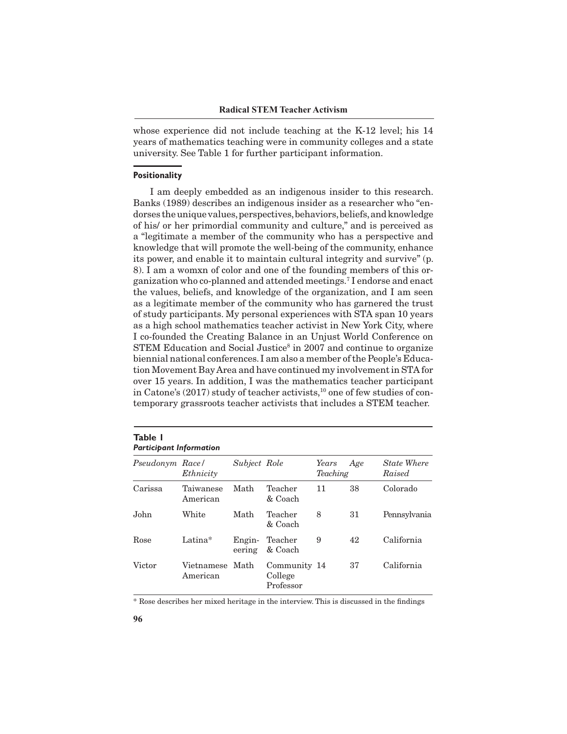whose experience did not include teaching at the K-12 level; his 14 years of mathematics teaching were in community colleges and a state university. See Table 1 for further participant information.

## Positionality

I am deeply embedded as an indigenous insider to this research. Banks (1989) describes an indigenous insider as a researcher who "endorses the unique values, perspectives, behaviors, beliefs, and knowledge of his/ or her primordial community and culture," and is perceived as a "legitimate a member of the community who has a perspective and knowledge that will promote the well-being of the community, enhance its power, and enable it to maintain cultural integrity and survive" (p. 8). I am a womxn of color and one of the founding members of this organization who co-planned and attended meetings.[7] I endorse and enact the values, beliefs, and knowledge of the organization, and I am seen as a legitimate member of the community who has garnered the trust of study participants. My personal experiences with STA span 10 years as a high school mathematics teacher activist in New York City, where I co-founded the Creating Balance in an Unjust World Conference on STEM Education and Social Justice[8] in 2007 and continue to organize biennial national conferences. I am also a member of the People's Education Movement Bay Area and have continued my involvement in STA for over 15 years. In addition, I was the mathematics teacher participant in Catone's (2017) study of teacher activists,[10] one of few studies of contemporary grassroots teacher activists that includes a STEM teacher.

**Table 1**
***Participant Information***

| *Pseudonym* | *Race/ Ethnicity* | *Subject* | *Role* | *Years Teaching* | *Age* | *State Where Raised* |
|---|---|---|---|---|---|---|
| Carissa | Taiwanese American | Math | Teacher & Coach | 11 | 38 | Colorado |
| John | White | Math | Teacher & Coach | 8 | 31 | Pennsylvania |
| Rose | Latina* | Engineering | Teacher & Coach | 9 | 42 | California |
| Victor | Vietnamese American | Math | Community College Professor | 14 | 37 | California |

* Rose describes her mixed heritage in the interview. This is discussed in the findings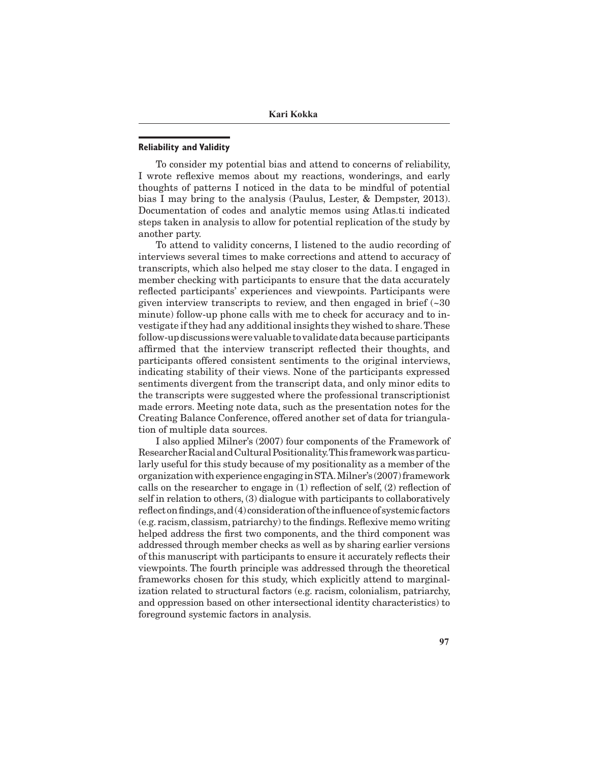### Reliability and Validity

To consider my potential bias and attend to concerns of reliability, I wrote reflexive memos about my reactions, wonderings, and early thoughts of patterns I noticed in the data to be mindful of potential bias I may bring to the analysis (Paulus, Lester, & Dempster, 2013). Documentation of codes and analytic memos using Atlas.ti indicated steps taken in analysis to allow for potential replication of the study by another party.

To attend to validity concerns, I listened to the audio recording of interviews several times to make corrections and attend to accuracy of transcripts, which also helped me stay closer to the data. I engaged in member checking with participants to ensure that the data accurately reflected participants' experiences and viewpoints. Participants were given interview transcripts to review, and then engaged in brief (~30 minute) follow-up phone calls with me to check for accuracy and to investigate if they had any additional insights they wished to share. These follow-up discussions were valuable to validate data because participants affirmed that the interview transcript reflected their thoughts, and participants offered consistent sentiments to the original interviews, indicating stability of their views. None of the participants expressed sentiments divergent from the transcript data, and only minor edits to the transcripts were suggested where the professional transcriptionist made errors. Meeting note data, such as the presentation notes for the Creating Balance Conference, offered another set of data for triangulation of multiple data sources.

I also applied Milner's (2007) four components of the Framework of Researcher Racial and Cultural Positionality. This framework was particularly useful for this study because of my positionality as a member of the organization with experience engaging in STA. Milner's (2007) framework calls on the researcher to engage in (1) reflection of self, (2) reflection of self in relation to others, (3) dialogue with participants to collaboratively reflect on findings, and (4) consideration of the influence of systemic factors (e.g. racism, classism, patriarchy) to the findings. Reflexive memo writing helped address the first two components, and the third component was addressed through member checks as well as by sharing earlier versions of this manuscript with participants to ensure it accurately reflects their viewpoints. The fourth principle was addressed through the theoretical frameworks chosen for this study, which explicitly attend to marginalization related to structural factors (e.g. racism, colonialism, patriarchy, and oppression based on other intersectional identity characteristics) to foreground systemic factors in analysis.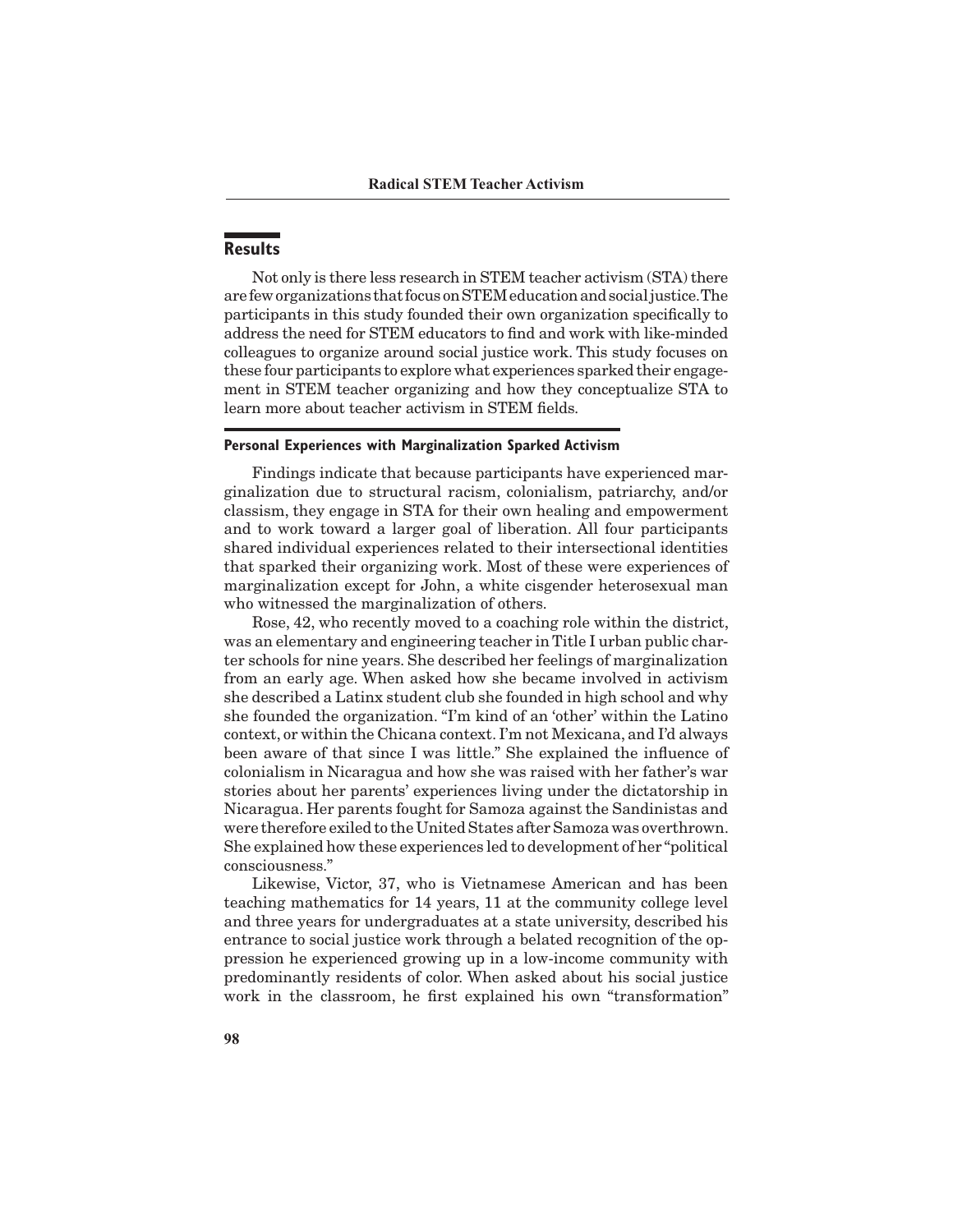## Results

Not only is there less research in STEM teacher activism (STA) there are few organizations that focus on STEM education and social justice. The participants in this study founded their own organization specifically to address the need for STEM educators to find and work with like-minded colleagues to organize around social justice work. This study focuses on these four participants to explore what experiences sparked their engagement in STEM teacher organizing and how they conceptualize STA to learn more about teacher activism in STEM fields.

### Personal Experiences with Marginalization Sparked Activism

Findings indicate that because participants have experienced marginalization due to structural racism, colonialism, patriarchy, and/or classism, they engage in STA for their own healing and empowerment and to work toward a larger goal of liberation. All four participants shared individual experiences related to their intersectional identities that sparked their organizing work. Most of these were experiences of marginalization except for John, a white cisgender heterosexual man who witnessed the marginalization of others.

Rose, 42, who recently moved to a coaching role within the district, was an elementary and engineering teacher in Title I urban public charter schools for nine years. She described her feelings of marginalization from an early age. When asked how she became involved in activism she described a Latinx student club she founded in high school and why she founded the organization. "I'm kind of an 'other' within the Latino context, or within the Chicana context. I'm not Mexicana, and I'd always been aware of that since I was little." She explained the influence of colonialism in Nicaragua and how she was raised with her father's war stories about her parents' experiences living under the dictatorship in Nicaragua. Her parents fought for Samoza against the Sandinistas and were therefore exiled to the United States after Samoza was overthrown. She explained how these experiences led to development of her "political consciousness."

Likewise, Victor, 37, who is Vietnamese American and has been teaching mathematics for 14 years, 11 at the community college level and three years for undergraduates at a state university, described his entrance to social justice work through a belated recognition of the oppression he experienced growing up in a low-income community with predominantly residents of color. When asked about his social justice work in the classroom, he first explained his own "transformation"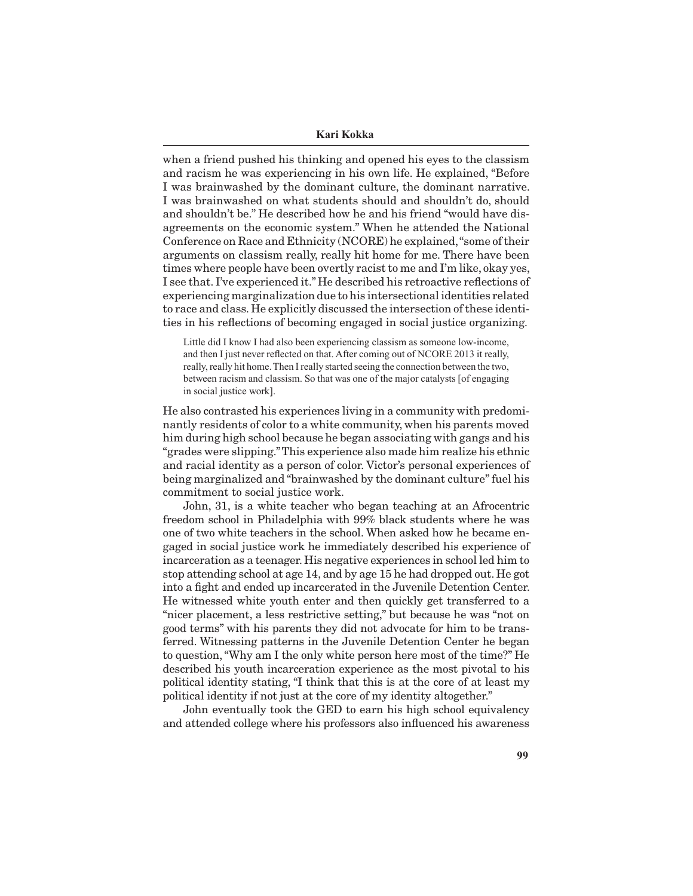when a friend pushed his thinking and opened his eyes to the classism and racism he was experiencing in his own life. He explained, "Before I was brainwashed by the dominant culture, the dominant narrative. I was brainwashed on what students should and shouldn't do, should and shouldn't be." He described how he and his friend "would have disagreements on the economic system." When he attended the National Conference on Race and Ethnicity (NCORE) he explained, "some of their arguments on classism really, really hit home for me. There have been times where people have been overtly racist to me and I'm like, okay yes, I see that. I've experienced it." He described his retroactive reflections of experiencing marginalization due to his intersectional identities related to race and class. He explicitly discussed the intersection of these identities in his reflections of becoming engaged in social justice organizing.

> Little did I know I had also been experiencing classism as someone low-income, and then I just never reflected on that. After coming out of NCORE 2013 it really, really, really hit home. Then I really started seeing the connection between the two, between racism and classism. So that was one of the major catalysts [of engaging in social justice work].

He also contrasted his experiences living in a community with predominantly residents of color to a white community, when his parents moved him during high school because he began associating with gangs and his "grades were slipping." This experience also made him realize his ethnic and racial identity as a person of color. Victor's personal experiences of being marginalized and "brainwashed by the dominant culture" fuel his commitment to social justice work.

John, 31, is a white teacher who began teaching at an Afrocentric freedom school in Philadelphia with 99% black students where he was one of two white teachers in the school. When asked how he became engaged in social justice work he immediately described his experience of incarceration as a teenager. His negative experiences in school led him to stop attending school at age 14, and by age 15 he had dropped out. He got into a fight and ended up incarcerated in the Juvenile Detention Center. He witnessed white youth enter and then quickly get transferred to a "nicer placement, a less restrictive setting," but because he was "not on good terms" with his parents they did not advocate for him to be transferred. Witnessing patterns in the Juvenile Detention Center he began to question, "Why am I the only white person here most of the time?" He described his youth incarceration experience as the most pivotal to his political identity stating, "I think that this is at the core of at least my political identity if not just at the core of my identity altogether."

John eventually took the GED to earn his high school equivalency and attended college where his professors also influenced his awareness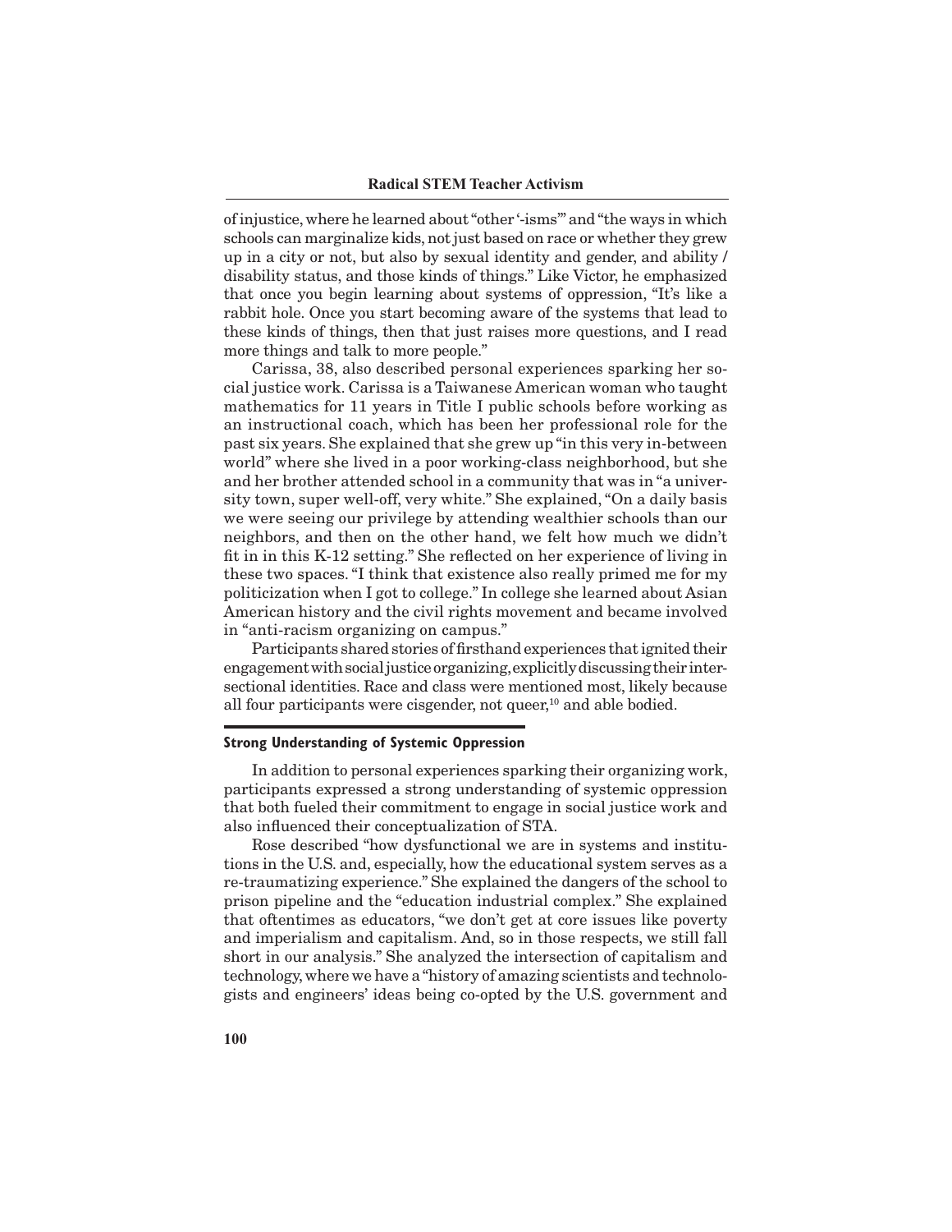of injustice, where he learned about "other '-isms'" and "the ways in which schools can marginalize kids, not just based on race or whether they grew up in a city or not, but also by sexual identity and gender, and ability / disability status, and those kinds of things." Like Victor, he emphasized that once you begin learning about systems of oppression, "It's like a rabbit hole. Once you start becoming aware of the systems that lead to these kinds of things, then that just raises more questions, and I read more things and talk to more people."

Carissa, 38, also described personal experiences sparking her social justice work. Carissa is a Taiwanese American woman who taught mathematics for 11 years in Title I public schools before working as an instructional coach, which has been her professional role for the past six years. She explained that she grew up "in this very in-between world" where she lived in a poor working-class neighborhood, but she and her brother attended school in a community that was in "a university town, super well-off, very white." She explained, "On a daily basis we were seeing our privilege by attending wealthier schools than our neighbors, and then on the other hand, we felt how much we didn't fit in in this K-12 setting." She reflected on her experience of living in these two spaces. "I think that existence also really primed me for my politicization when I got to college." In college she learned about Asian American history and the civil rights movement and became involved in "anti-racism organizing on campus."

Participants shared stories of firsthand experiences that ignited their engagement with social justice organizing, explicitly discussing their intersectional identities. Race and class were mentioned most, likely because all four participants were cisgender, not queer,[10] and able bodied.

## Strong Understanding of Systemic Oppression

In addition to personal experiences sparking their organizing work, participants expressed a strong understanding of systemic oppression that both fueled their commitment to engage in social justice work and also influenced their conceptualization of STA.

Rose described "how dysfunctional we are in systems and institutions in the U.S. and, especially, how the educational system serves as a re-traumatizing experience." She explained the dangers of the school to prison pipeline and the "education industrial complex." She explained that oftentimes as educators, "we don't get at core issues like poverty and imperialism and capitalism. And, so in those respects, we still fall short in our analysis." She analyzed the intersection of capitalism and technology, where we have a "history of amazing scientists and technologists and engineers' ideas being co-opted by the U.S. government and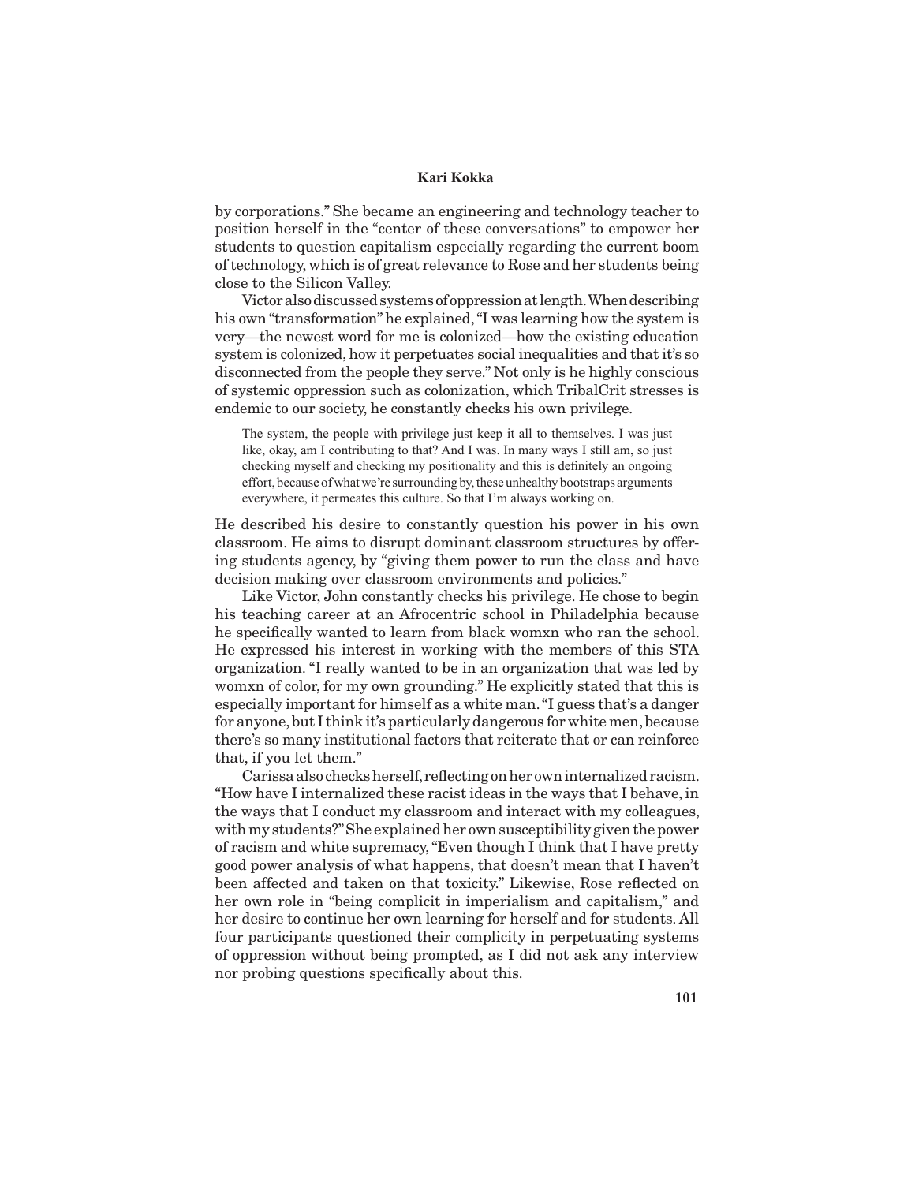by corporations." She became an engineering and technology teacher to position herself in the "center of these conversations" to empower her students to question capitalism especially regarding the current boom of technology, which is of great relevance to Rose and her students being close to the Silicon Valley.

Victor also discussed systems of oppression at length. When describing his own "transformation" he explained, "I was learning how the system is very—the newest word for me is colonized—how the existing education system is colonized, how it perpetuates social inequalities and that it's so disconnected from the people they serve." Not only is he highly conscious of systemic oppression such as colonization, which TribalCrit stresses is endemic to our society, he constantly checks his own privilege.

> The system, the people with privilege just keep it all to themselves. I was just like, okay, am I contributing to that? And I was. In many ways I still am, so just checking myself and checking my positionality and this is definitely an ongoing effort, because of what we're surrounding by, these unhealthy bootstraps arguments everywhere, it permeates this culture. So that I'm always working on.

He described his desire to constantly question his power in his own classroom. He aims to disrupt dominant classroom structures by offering students agency, by "giving them power to run the class and have decision making over classroom environments and policies."

Like Victor, John constantly checks his privilege. He chose to begin his teaching career at an Afrocentric school in Philadelphia because he specifically wanted to learn from black womxn who ran the school. He expressed his interest in working with the members of this STA organization. "I really wanted to be in an organization that was led by womxn of color, for my own grounding." He explicitly stated that this is especially important for himself as a white man. "I guess that's a danger for anyone, but I think it's particularly dangerous for white men, because there's so many institutional factors that reiterate that or can reinforce that, if you let them."

Carissa also checks herself, reflecting on her own internalized racism. "How have I internalized these racist ideas in the ways that I behave, in the ways that I conduct my classroom and interact with my colleagues, with my students?" She explained her own susceptibility given the power of racism and white supremacy, "Even though I think that I have pretty good power analysis of what happens, that doesn't mean that I haven't been affected and taken on that toxicity." Likewise, Rose reflected on her own role in "being complicit in imperialism and capitalism," and her desire to continue her own learning for herself and for students. All four participants questioned their complicity in perpetuating systems of oppression without being prompted, as I did not ask any interview nor probing questions specifically about this.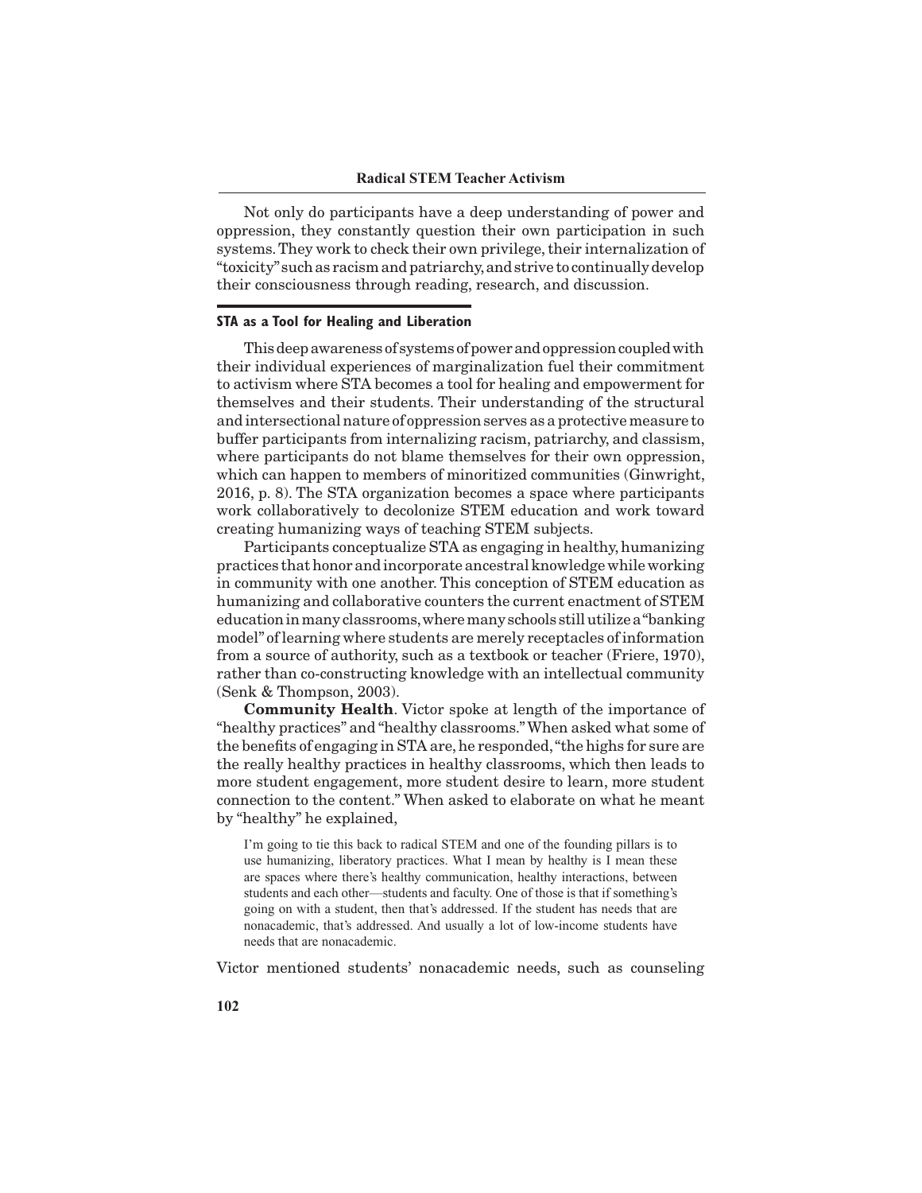Not only do participants have a deep understanding of power and oppression, they constantly question their own participation in such systems. They work to check their own privilege, their internalization of "toxicity" such as racism and patriarchy, and strive to continually develop their consciousness through reading, research, and discussion.

### STA as a Tool for Healing and Liberation

This deep awareness of systems of power and oppression coupled with their individual experiences of marginalization fuel their commitment to activism where STA becomes a tool for healing and empowerment for themselves and their students. Their understanding of the structural and intersectional nature of oppression serves as a protective measure to buffer participants from internalizing racism, patriarchy, and classism, where participants do not blame themselves for their own oppression, which can happen to members of minoritized communities (Ginwright, 2016, p. 8). The STA organization becomes a space where participants work collaboratively to decolonize STEM education and work toward creating humanizing ways of teaching STEM subjects.

Participants conceptualize STA as engaging in healthy, humanizing practices that honor and incorporate ancestral knowledge while working in community with one another. This conception of STEM education as humanizing and collaborative counters the current enactment of STEM education in many classrooms, where many schools still utilize a "banking model" of learning where students are merely receptacles of information from a source of authority, such as a textbook or teacher (Friere, 1970), rather than co-constructing knowledge with an intellectual community (Senk & Thompson, 2003).

**Community Health**. Victor spoke at length of the importance of "healthy practices" and "healthy classrooms." When asked what some of the benefits of engaging in STA are, he responded, "the highs for sure are the really healthy practices in healthy classrooms, which then leads to more student engagement, more student desire to learn, more student connection to the content." When asked to elaborate on what he meant by "healthy" he explained,

> I'm going to tie this back to radical STEM and one of the founding pillars is to use humanizing, liberatory practices. What I mean by healthy is I mean these are spaces where there's healthy communication, healthy interactions, between students and each other—students and faculty. One of those is that if something's going on with a student, then that's addressed. If the student has needs that are nonacademic, that's addressed. And usually a lot of low-income students have needs that are nonacademic.

Victor mentioned students' nonacademic needs, such as counseling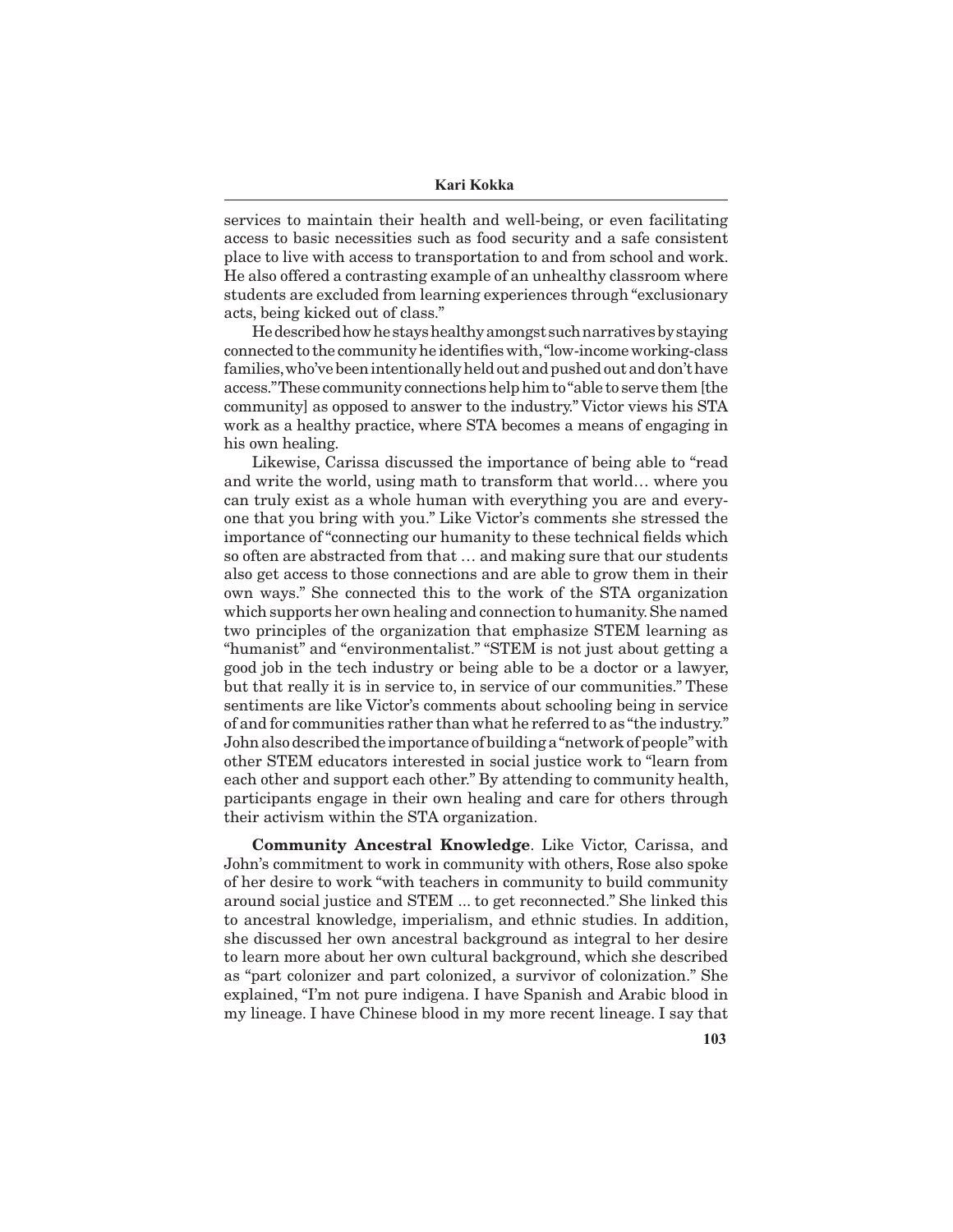services to maintain their health and well-being, or even facilitating access to basic necessities such as food security and a safe consistent place to live with access to transportation to and from school and work. He also offered a contrasting example of an unhealthy classroom where students are excluded from learning experiences through "exclusionary acts, being kicked out of class."

He described how he stays healthy amongst such narratives by staying connected to the community he identifies with, "low-income working-class families, who've been intentionally held out and pushed out and don't have access." These community connections help him to "able to serve them [the community] as opposed to answer to the industry." Victor views his STA work as a healthy practice, where STA becomes a means of engaging in his own healing.

Likewise, Carissa discussed the importance of being able to "read and write the world, using math to transform that world… where you can truly exist as a whole human with everything you are and everyone that you bring with you." Like Victor's comments she stressed the importance of "connecting our humanity to these technical fields which so often are abstracted from that … and making sure that our students also get access to those connections and are able to grow them in their own ways." She connected this to the work of the STA organization which supports her own healing and connection to humanity. She named two principles of the organization that emphasize STEM learning as "humanist" and "environmentalist." "STEM is not just about getting a good job in the tech industry or being able to be a doctor or a lawyer, but that really it is in service to, in service of our communities." These sentiments are like Victor's comments about schooling being in service of and for communities rather than what he referred to as "the industry." John also described the importance of building a "network of people" with other STEM educators interested in social justice work to "learn from each other and support each other." By attending to community health, participants engage in their own healing and care for others through their activism within the STA organization.

**Community Ancestral Knowledge**. Like Victor, Carissa, and John's commitment to work in community with others, Rose also spoke of her desire to work "with teachers in community to build community around social justice and STEM ... to get reconnected." She linked this to ancestral knowledge, imperialism, and ethnic studies. In addition, she discussed her own ancestral background as integral to her desire to learn more about her own cultural background, which she described as "part colonizer and part colonized, a survivor of colonization." She explained, "I'm not pure indigena. I have Spanish and Arabic blood in my lineage. I have Chinese blood in my more recent lineage. I say that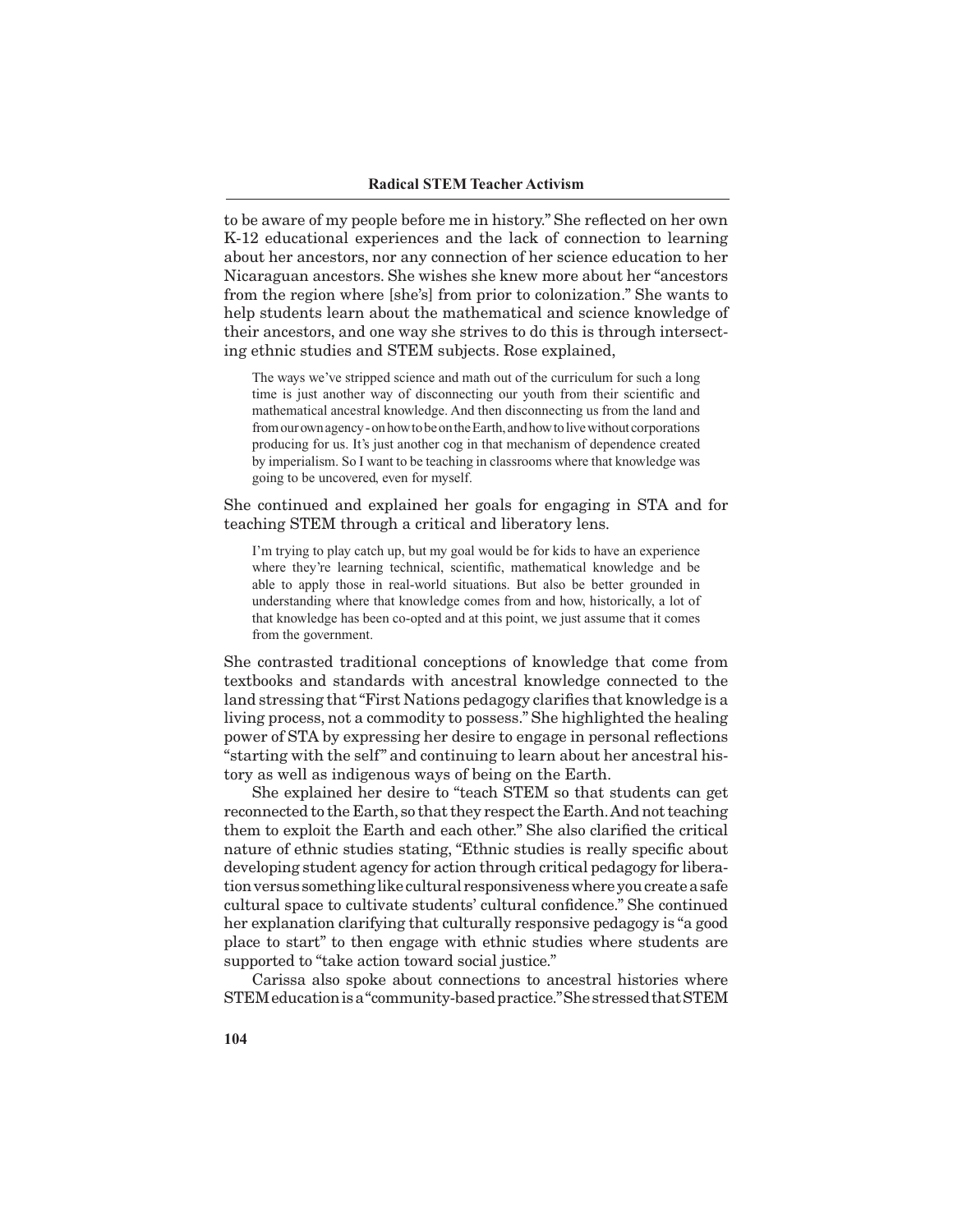to be aware of my people before me in history." She reflected on her own K-12 educational experiences and the lack of connection to learning about her ancestors, nor any connection of her science education to her Nicaraguan ancestors. She wishes she knew more about her "ancestors from the region where [she's] from prior to colonization." She wants to help students learn about the mathematical and science knowledge of their ancestors, and one way she strives to do this is through intersecting ethnic studies and STEM subjects. Rose explained,

> The ways we've stripped science and math out of the curriculum for such a long time is just another way of disconnecting our youth from their scientific and mathematical ancestral knowledge. And then disconnecting us from the land and from our own agency - on how to be on the Earth, and how to live without corporations producing for us. It's just another cog in that mechanism of dependence created by imperialism. So I want to be teaching in classrooms where that knowledge was going to be uncovered, even for myself.

She continued and explained her goals for engaging in STA and for teaching STEM through a critical and liberatory lens.

> I'm trying to play catch up, but my goal would be for kids to have an experience where they're learning technical, scientific, mathematical knowledge and be able to apply those in real-world situations. But also be better grounded in understanding where that knowledge comes from and how, historically, a lot of that knowledge has been co-opted and at this point, we just assume that it comes from the government.

She contrasted traditional conceptions of knowledge that come from textbooks and standards with ancestral knowledge connected to the land stressing that "First Nations pedagogy clarifies that knowledge is a living process, not a commodity to possess." She highlighted the healing power of STA by expressing her desire to engage in personal reflections "starting with the self" and continuing to learn about her ancestral history as well as indigenous ways of being on the Earth.

She explained her desire to "teach STEM so that students can get reconnected to the Earth, so that they respect the Earth. And not teaching them to exploit the Earth and each other." She also clarified the critical nature of ethnic studies stating, "Ethnic studies is really specific about developing student agency for action through critical pedagogy for liberation versus something like cultural responsiveness where you create a safe cultural space to cultivate students' cultural confidence." She continued her explanation clarifying that culturally responsive pedagogy is "a good place to start" to then engage with ethnic studies where students are supported to "take action toward social justice."

Carissa also spoke about connections to ancestral histories where STEM education is a "community-based practice." She stressed that STEM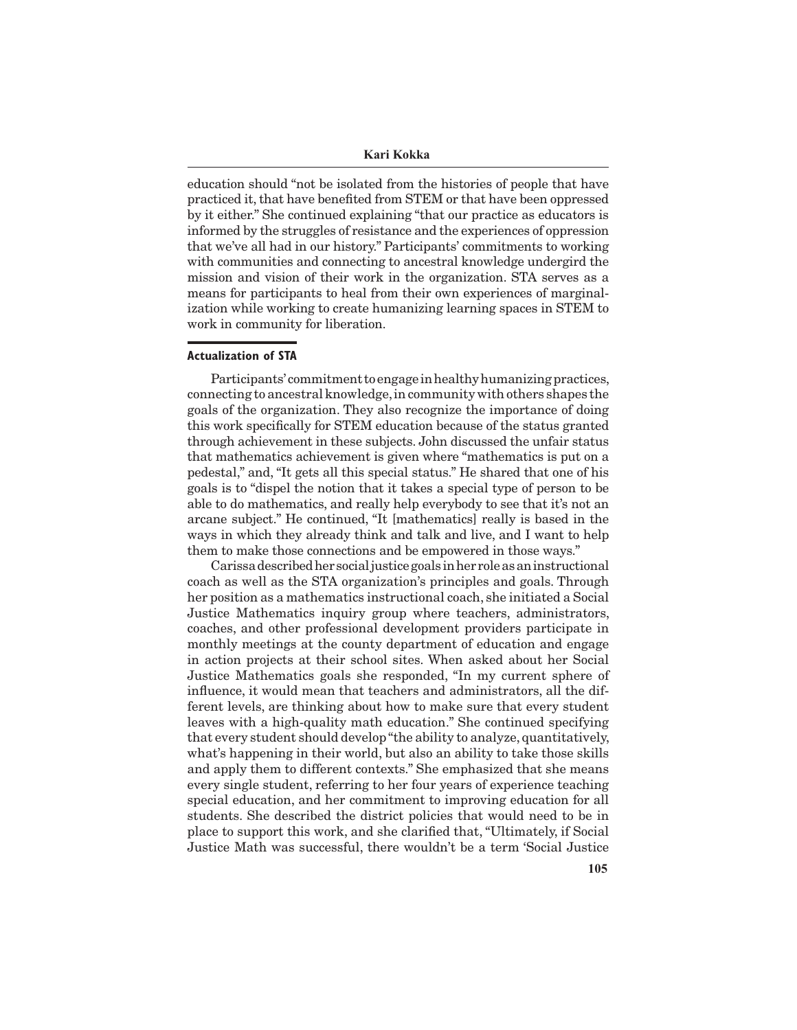education should "not be isolated from the histories of people that have practiced it, that have benefited from STEM or that have been oppressed by it either." She continued explaining "that our practice as educators is informed by the struggles of resistance and the experiences of oppression that we've all had in our history." Participants' commitments to working with communities and connecting to ancestral knowledge undergird the mission and vision of their work in the organization. STA serves as a means for participants to heal from their own experiences of marginalization while working to create humanizing learning spaces in STEM to work in community for liberation.

## Actualization of STA

Participants' commitment to engage in healthy humanizing practices, connecting to ancestral knowledge, in community with others shapes the goals of the organization. They also recognize the importance of doing this work specifically for STEM education because of the status granted through achievement in these subjects. John discussed the unfair status that mathematics achievement is given where "mathematics is put on a pedestal," and, "It gets all this special status." He shared that one of his goals is to "dispel the notion that it takes a special type of person to be able to do mathematics, and really help everybody to see that it's not an arcane subject." He continued, "It [mathematics] really is based in the ways in which they already think and talk and live, and I want to help them to make those connections and be empowered in those ways."

Carissa described her social justice goals in her role as an instructional coach as well as the STA organization's principles and goals. Through her position as a mathematics instructional coach, she initiated a Social Justice Mathematics inquiry group where teachers, administrators, coaches, and other professional development providers participate in monthly meetings at the county department of education and engage in action projects at their school sites. When asked about her Social Justice Mathematics goals she responded, "In my current sphere of influence, it would mean that teachers and administrators, all the different levels, are thinking about how to make sure that every student leaves with a high-quality math education." She continued specifying that every student should develop "the ability to analyze, quantitatively, what's happening in their world, but also an ability to take those skills and apply them to different contexts." She emphasized that she means every single student, referring to her four years of experience teaching special education, and her commitment to improving education for all students. She described the district policies that would need to be in place to support this work, and she clarified that, "Ultimately, if Social Justice Math was successful, there wouldn't be a term 'Social Justice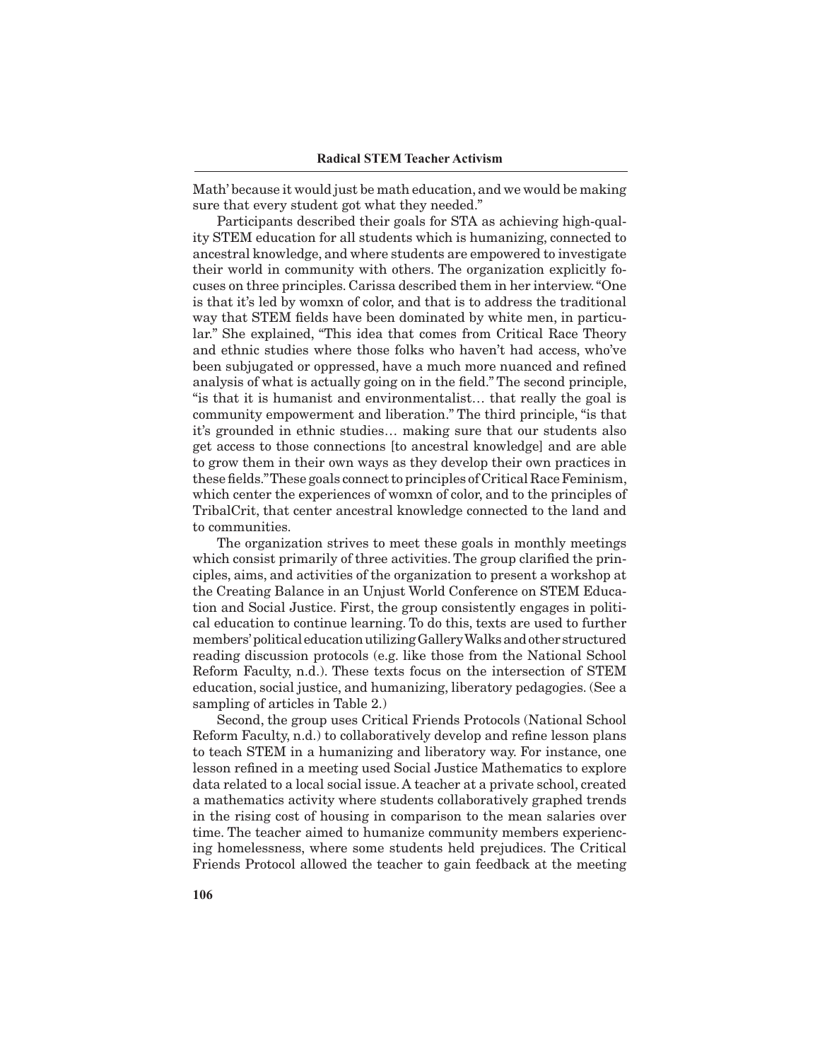Math' because it would just be math education, and we would be making sure that every student got what they needed."

Participants described their goals for STA as achieving high-quality STEM education for all students which is humanizing, connected to ancestral knowledge, and where students are empowered to investigate their world in community with others. The organization explicitly focuses on three principles. Carissa described them in her interview. "One is that it's led by womxn of color, and that is to address the traditional way that STEM fields have been dominated by white men, in particular." She explained, "This idea that comes from Critical Race Theory and ethnic studies where those folks who haven't had access, who've been subjugated or oppressed, have a much more nuanced and refined analysis of what is actually going on in the field." The second principle, "is that it is humanist and environmentalist… that really the goal is community empowerment and liberation." The third principle, "is that it's grounded in ethnic studies… making sure that our students also get access to those connections [to ancestral knowledge] and are able to grow them in their own ways as they develop their own practices in these fields." These goals connect to principles of Critical Race Feminism, which center the experiences of womxn of color, and to the principles of TribalCrit, that center ancestral knowledge connected to the land and to communities.

The organization strives to meet these goals in monthly meetings which consist primarily of three activities. The group clarified the principles, aims, and activities of the organization to present a workshop at the Creating Balance in an Unjust World Conference on STEM Education and Social Justice. First, the group consistently engages in political education to continue learning. To do this, texts are used to further members' political education utilizing Gallery Walks and other structured reading discussion protocols (e.g. like those from the National School Reform Faculty, n.d.). These texts focus on the intersection of STEM education, social justice, and humanizing, liberatory pedagogies. (See a sampling of articles in Table 2.)

Second, the group uses Critical Friends Protocols (National School Reform Faculty, n.d.) to collaboratively develop and refine lesson plans to teach STEM in a humanizing and liberatory way. For instance, one lesson refined in a meeting used Social Justice Mathematics to explore data related to a local social issue. A teacher at a private school, created a mathematics activity where students collaboratively graphed trends in the rising cost of housing in comparison to the mean salaries over time. The teacher aimed to humanize community members experiencing homelessness, where some students held prejudices. The Critical Friends Protocol allowed the teacher to gain feedback at the meeting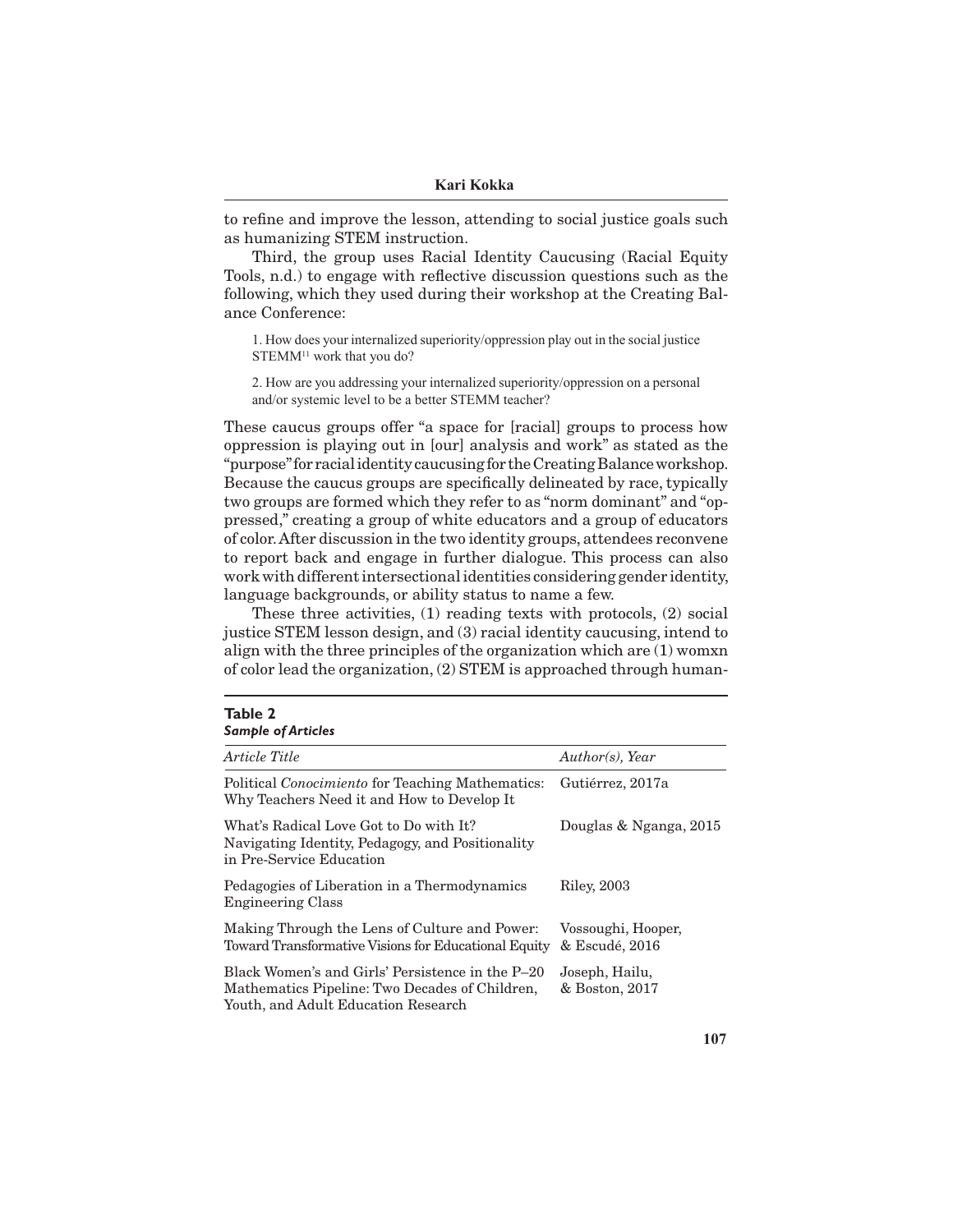to refine and improve the lesson, attending to social justice goals such as humanizing STEM instruction.

Third, the group uses Racial Identity Caucusing (Racial Equity Tools, n.d.) to engage with reflective discussion questions such as the following, which they used during their workshop at the Creating Balance Conference:

> 1. How does your internalized superiority/oppression play out in the social justice STEMM[11] work that you do?
>
> 2. How are you addressing your internalized superiority/oppression on a personal and/or systemic level to be a better STEMM teacher?

These caucus groups offer "a space for [racial] groups to process how oppression is playing out in [our] analysis and work" as stated as the "purpose" for racial identity caucusing for the Creating Balance workshop. Because the caucus groups are specifically delineated by race, typically two groups are formed which they refer to as "norm dominant" and "oppressed," creating a group of white educators and a group of educators of color. After discussion in the two identity groups, attendees reconvene to report back and engage in further dialogue. This process can also work with different intersectional identities considering gender identity, language backgrounds, or ability status to name a few.

These three activities, (1) reading texts with protocols, (2) social justice STEM lesson design, and (3) racial identity caucusing, intend to align with the three principles of the organization which are (1) womxn of color lead the organization, (2) STEM is approached through human-

**Table 2**
***Sample of Articles***

| *Article Title* | *Author(s), Year* |
|---|---|
| Political *Conocimiento* for Teaching Mathematics: Why Teachers Need it and How to Develop It | Gutiérrez, 2017a |
| What's Radical Love Got to Do with It? Navigating Identity, Pedagogy, and Positionality in Pre-Service Education | Douglas & Nganga, 2015 |
| Pedagogies of Liberation in a Thermodynamics Engineering Class | Riley, 2003 |
| Making Through the Lens of Culture and Power: Toward Transformative Visions for Educational Equity | Vossoughi, Hooper, & Escudé, 2016 |
| Black Women's and Girls' Persistence in the P–20 Mathematics Pipeline: Two Decades of Children, Youth, and Adult Education Research | Joseph, Hailu, & Boston, 2017 |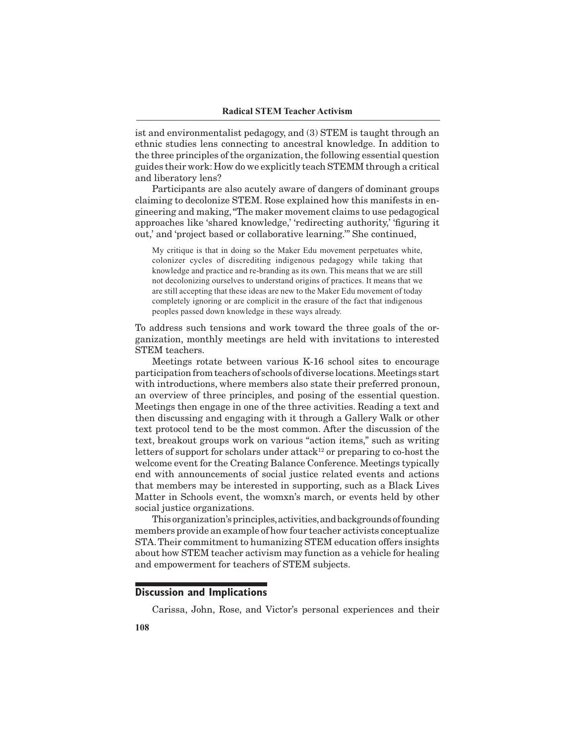ist and environmentalist pedagogy, and (3) STEM is taught through an ethnic studies lens connecting to ancestral knowledge. In addition to the three principles of the organization, the following essential question guides their work: How do we explicitly teach STEMM through a critical and liberatory lens?

Participants are also acutely aware of dangers of dominant groups claiming to decolonize STEM. Rose explained how this manifests in engineering and making, "The maker movement claims to use pedagogical approaches like 'shared knowledge,' 'redirecting authority,' 'figuring it out,' and 'project based or collaborative learning.'" She continued,

> My critique is that in doing so the Maker Edu movement perpetuates white, colonizer cycles of discrediting indigenous pedagogy while taking that knowledge and practice and re-branding as its own. This means that we are still not decolonizing ourselves to understand origins of practices. It means that we are still accepting that these ideas are new to the Maker Edu movement of today completely ignoring or are complicit in the erasure of the fact that indigenous peoples passed down knowledge in these ways already.

To address such tensions and work toward the three goals of the organization, monthly meetings are held with invitations to interested STEM teachers.

Meetings rotate between various K-16 school sites to encourage participation from teachers of schools of diverse locations. Meetings start with introductions, where members also state their preferred pronoun, an overview of three principles, and posing of the essential question. Meetings then engage in one of the three activities. Reading a text and then discussing and engaging with it through a Gallery Walk or other text protocol tend to be the most common. After the discussion of the text, breakout groups work on various "action items," such as writing letters of support for scholars under attack[12] or preparing to co-host the welcome event for the Creating Balance Conference. Meetings typically end with announcements of social justice related events and actions that members may be interested in supporting, such as a Black Lives Matter in Schools event, the womxn's march, or events held by other social justice organizations.

This organization's principles, activities, and backgrounds of founding members provide an example of how four teacher activists conceptualize STA. Their commitment to humanizing STEM education offers insights about how STEM teacher activism may function as a vehicle for healing and empowerment for teachers of STEM subjects.

## Discussion and Implications

Carissa, John, Rose, and Victor's personal experiences and their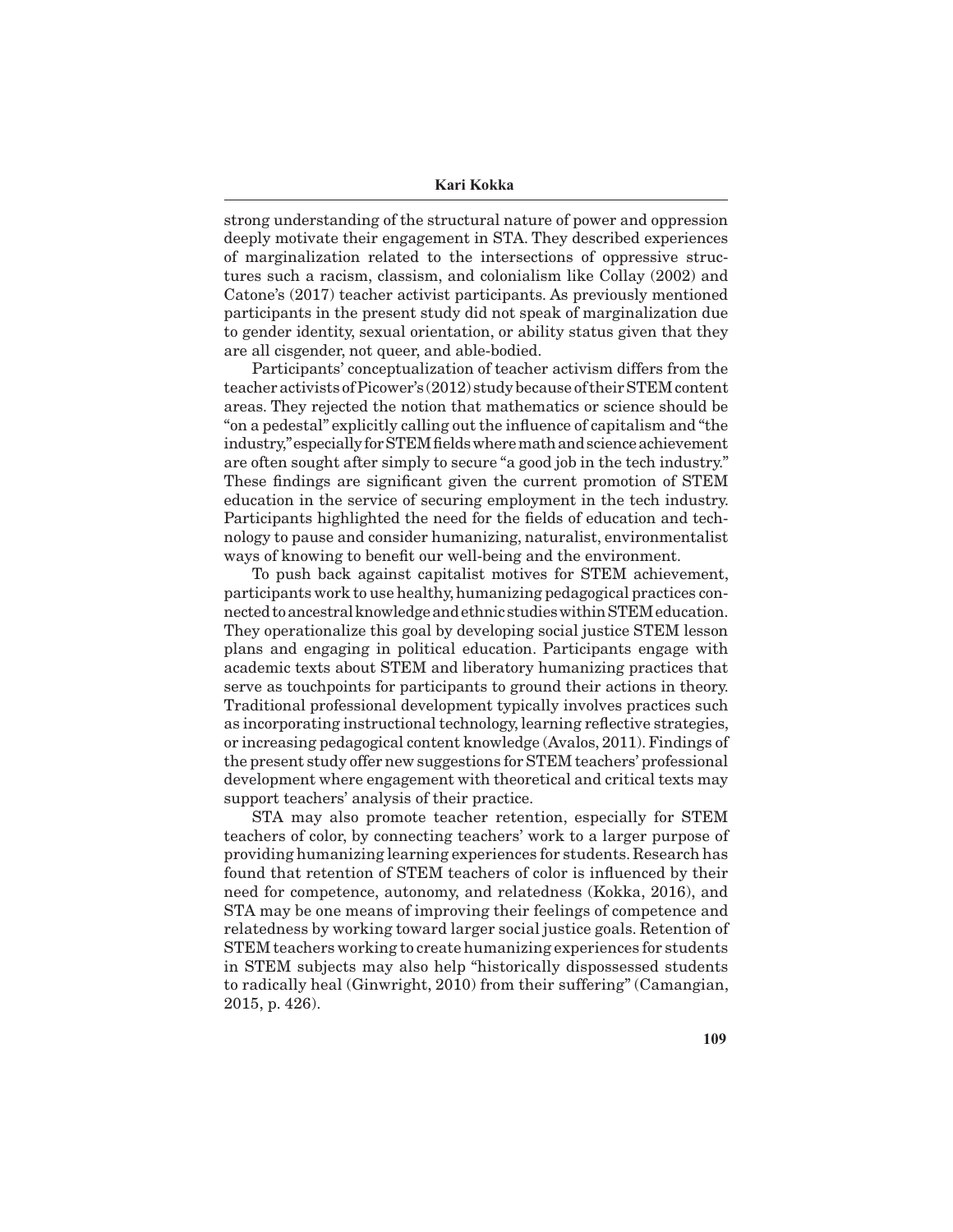strong understanding of the structural nature of power and oppression deeply motivate their engagement in STA. They described experiences of marginalization related to the intersections of oppressive structures such a racism, classism, and colonialism like Collay (2002) and Catone's (2017) teacher activist participants. As previously mentioned participants in the present study did not speak of marginalization due to gender identity, sexual orientation, or ability status given that they are all cisgender, not queer, and able-bodied.

Participants' conceptualization of teacher activism differs from the teacher activists of Picower's (2012) study because of their STEM content areas. They rejected the notion that mathematics or science should be "on a pedestal" explicitly calling out the influence of capitalism and "the industry," especially for STEM fields where math and science achievement are often sought after simply to secure "a good job in the tech industry." These findings are significant given the current promotion of STEM education in the service of securing employment in the tech industry. Participants highlighted the need for the fields of education and technology to pause and consider humanizing, naturalist, environmentalist ways of knowing to benefit our well-being and the environment.

To push back against capitalist motives for STEM achievement, participants work to use healthy, humanizing pedagogical practices connected to ancestral knowledge and ethnic studies within STEM education. They operationalize this goal by developing social justice STEM lesson plans and engaging in political education. Participants engage with academic texts about STEM and liberatory humanizing practices that serve as touchpoints for participants to ground their actions in theory. Traditional professional development typically involves practices such as incorporating instructional technology, learning reflective strategies, or increasing pedagogical content knowledge (Avalos, 2011). Findings of the present study offer new suggestions for STEM teachers' professional development where engagement with theoretical and critical texts may support teachers' analysis of their practice.

STA may also promote teacher retention, especially for STEM teachers of color, by connecting teachers' work to a larger purpose of providing humanizing learning experiences for students. Research has found that retention of STEM teachers of color is influenced by their need for competence, autonomy, and relatedness (Kokka, 2016), and STA may be one means of improving their feelings of competence and relatedness by working toward larger social justice goals. Retention of STEM teachers working to create humanizing experiences for students in STEM subjects may also help "historically dispossessed students to radically heal (Ginwright, 2010) from their suffering" (Camangian, 2015, p. 426).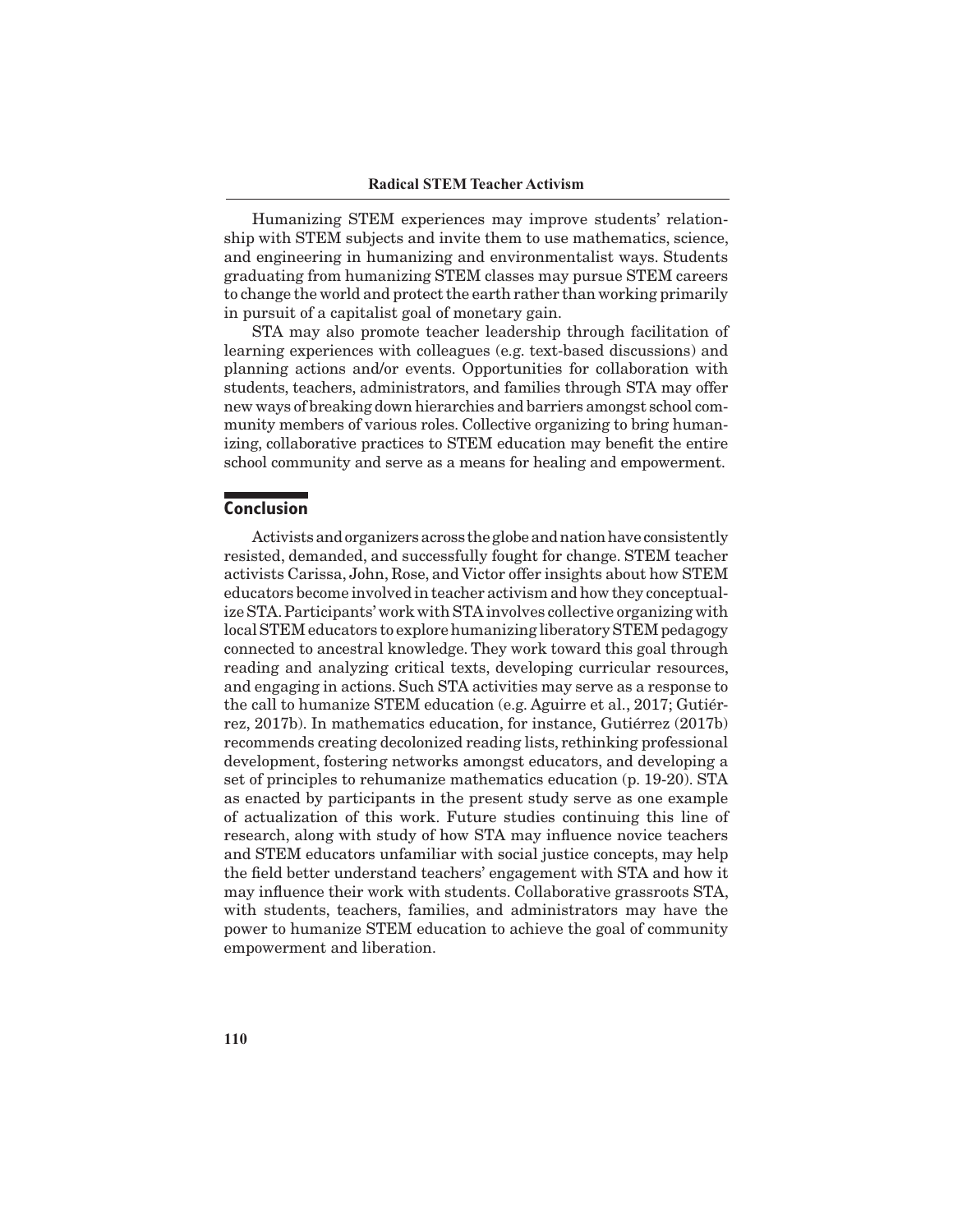Humanizing STEM experiences may improve students' relationship with STEM subjects and invite them to use mathematics, science, and engineering in humanizing and environmentalist ways. Students graduating from humanizing STEM classes may pursue STEM careers to change the world and protect the earth rather than working primarily in pursuit of a capitalist goal of monetary gain.

STA may also promote teacher leadership through facilitation of learning experiences with colleagues (e.g. text-based discussions) and planning actions and/or events. Opportunities for collaboration with students, teachers, administrators, and families through STA may offer new ways of breaking down hierarchies and barriers amongst school community members of various roles. Collective organizing to bring humanizing, collaborative practices to STEM education may benefit the entire school community and serve as a means for healing and empowerment.

## Conclusion

Activists and organizers across the globe and nation have consistently resisted, demanded, and successfully fought for change. STEM teacher activists Carissa, John, Rose, and Victor offer insights about how STEM educators become involved in teacher activism and how they conceptualize STA. Participants' work with STA involves collective organizing with local STEM educators to explore humanizing liberatory STEM pedagogy connected to ancestral knowledge. They work toward this goal through reading and analyzing critical texts, developing curricular resources, and engaging in actions. Such STA activities may serve as a response to the call to humanize STEM education (e.g. Aguirre et al., 2017; Gutiérrez, 2017b). In mathematics education, for instance, Gutiérrez (2017b) recommends creating decolonized reading lists, rethinking professional development, fostering networks amongst educators, and developing a set of principles to rehumanize mathematics education (p. 19-20). STA as enacted by participants in the present study serve as one example of actualization of this work. Future studies continuing this line of research, along with study of how STA may influence novice teachers and STEM educators unfamiliar with social justice concepts, may help the field better understand teachers' engagement with STA and how it may influence their work with students. Collaborative grassroots STA, with students, teachers, families, and administrators may have the power to humanize STEM education to achieve the goal of community empowerment and liberation.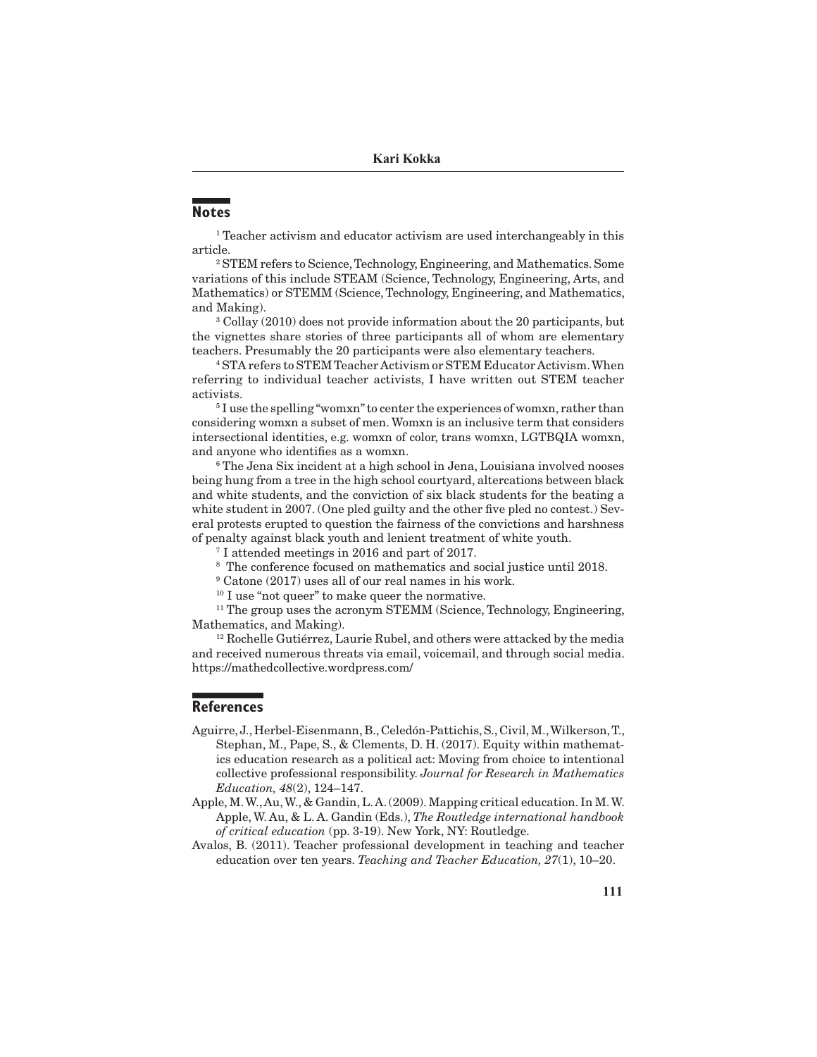## Notes

[1] Teacher activism and educator activism are used interchangeably in this article.

[2] STEM refers to Science, Technology, Engineering, and Mathematics. Some variations of this include STEAM (Science, Technology, Engineering, Arts, and Mathematics) or STEMM (Science, Technology, Engineering, and Mathematics, and Making).

[3] Collay (2010) does not provide information about the 20 participants, but the vignettes share stories of three participants all of whom are elementary teachers. Presumably the 20 participants were also elementary teachers.

[4] STA refers to STEM Teacher Activism or STEM Educator Activism. When referring to individual teacher activists, I have written out STEM teacher activists.

[5] I use the spelling "womxn" to center the experiences of womxn, rather than considering womxn a subset of men. Womxn is an inclusive term that considers intersectional identities, e.g. womxn of color, trans womxn, LGTBQIA womxn, and anyone who identifies as a womxn.

[6] The Jena Six incident at a high school in Jena, Louisiana involved nooses being hung from a tree in the high school courtyard, altercations between black and white students, and the conviction of six black students for the beating a white student in 2007. (One pled guilty and the other five pled no contest.) Several protests erupted to question the fairness of the convictions and harshness of penalty against black youth and lenient treatment of white youth.

[7] I attended meetings in 2016 and part of 2017.

[8] The conference focused on mathematics and social justice until 2018.

[9] Catone (2017) uses all of our real names in his work.

[10] I use "not queer" to make queer the normative.

[11] The group uses the acronym STEMM (Science, Technology, Engineering, Mathematics, and Making).

[12] Rochelle Gutiérrez, Laurie Rubel, and others were attacked by the media and received numerous threats via email, voicemail, and through social media. https://mathedcollective.wordpress.com/

## References

Aguirre, J., Herbel-Eisenmann, B., Celedón-Pattichis, S., Civil, M., Wilkerson, T., Stephan, M., Pape, S., & Clements, D. H. (2017). Equity within mathematics education research as a political act: Moving from choice to intentional collective professional responsibility. *Journal for Research in Mathematics Education, 48*(2), 124–147.

Apple, M. W., Au, W., & Gandin, L. A. (2009). Mapping critical education. In M. W. Apple, W. Au, & L. A. Gandin (Eds.), *The Routledge international handbook of critical education* (pp. 3-19). New York, NY: Routledge.

Avalos, B. (2011). Teacher professional development in teaching and teacher education over ten years. *Teaching and Teacher Education, 27*(1), 10–20.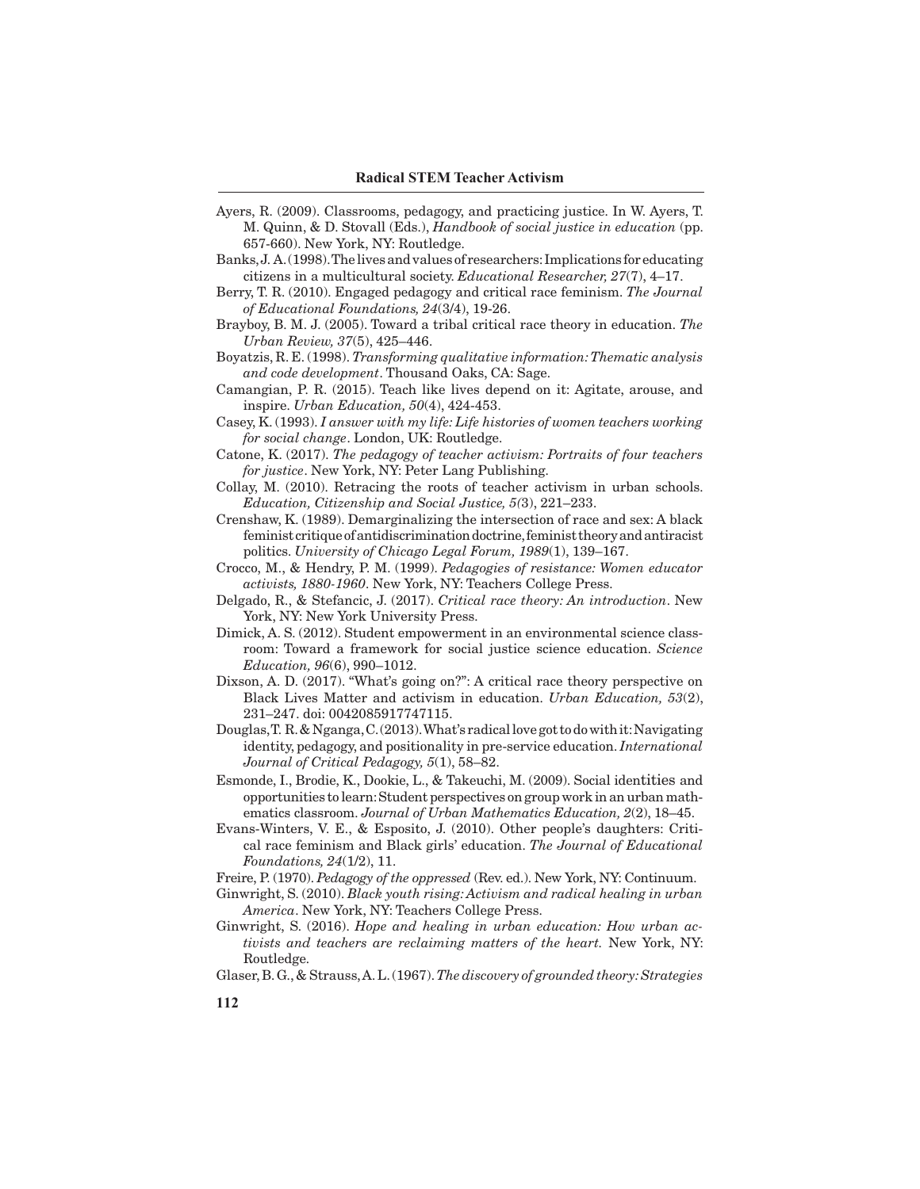Ayers, R. (2009). Classrooms, pedagogy, and practicing justice. In W. Ayers, T. M. Quinn, & D. Stovall (Eds.), *Handbook of social justice in education* (pp. 657-660). New York, NY: Routledge.

Banks, J. A. (1998). The lives and values of researchers: Implications for educating citizens in a multicultural society. *Educational Researcher, 27*(7), 4–17.

Berry, T. R. (2010). Engaged pedagogy and critical race feminism. *The Journal of Educational Foundations, 24*(3/4), 19-26.

Brayboy, B. M. J. (2005). Toward a tribal critical race theory in education. *The Urban Review, 37*(5), 425–446.

Boyatzis, R. E. (1998). *Transforming qualitative information: Thematic analysis and code development*. Thousand Oaks, CA: Sage.

Camangian, P. R. (2015). Teach like lives depend on it: Agitate, arouse, and inspire. *Urban Education, 50*(4), 424-453.

Casey, K. (1993). *I answer with my life: Life histories of women teachers working for social change*. London, UK: Routledge.

Catone, K. (2017). *The pedagogy of teacher activism: Portraits of four teachers for justice*. New York, NY: Peter Lang Publishing.

Collay, M. (2010). Retracing the roots of teacher activism in urban schools. *Education, Citizenship and Social Justice, 5*(3), 221–233.

Crenshaw, K. (1989). Demarginalizing the intersection of race and sex: A black feminist critique of antidiscrimination doctrine, feminist theory and antiracist politics. *University of Chicago Legal Forum, 1989*(1), 139–167.

Crocco, M., & Hendry, P. M. (1999). *Pedagogies of resistance: Women educator activists, 1880-1960*. New York, NY: Teachers College Press.

Delgado, R., & Stefancic, J. (2017). *Critical race theory: An introduction*. New York, NY: New York University Press.

Dimick, A. S. (2012). Student empowerment in an environmental science classroom: Toward a framework for social justice science education. *Science Education, 96*(6), 990–1012.

Dixson, A. D. (2017). "What's going on?": A critical race theory perspective on Black Lives Matter and activism in education. *Urban Education, 53*(2), 231–247. doi: 0042085917747115.

Douglas, T. R. & Nganga, C. (2013). What's radical love got to do with it: Navigating identity, pedagogy, and positionality in pre-service education. *International Journal of Critical Pedagogy, 5*(1), 58–82.

Esmonde, I., Brodie, K., Dookie, L., & Takeuchi, M. (2009). Social identities and opportunities to learn: Student perspectives on group work in an urban mathematics classroom. *Journal of Urban Mathematics Education, 2*(2), 18–45.

Evans-Winters, V. E., & Esposito, J. (2010). Other people's daughters: Critical race feminism and Black girls' education. *The Journal of Educational Foundations, 24*(1/2), 11.

Freire, P. (1970). *Pedagogy of the oppressed* (Rev. ed.). New York, NY: Continuum.

Ginwright, S. (2010). *Black youth rising: Activism and radical healing in urban America*. New York, NY: Teachers College Press.

Ginwright, S. (2016). *Hope and healing in urban education: How urban activists and teachers are reclaiming matters of the heart.* New York, NY: Routledge.

Glaser, B. G., & Strauss, A. L. (1967). *The discovery of grounded theory: Strategies*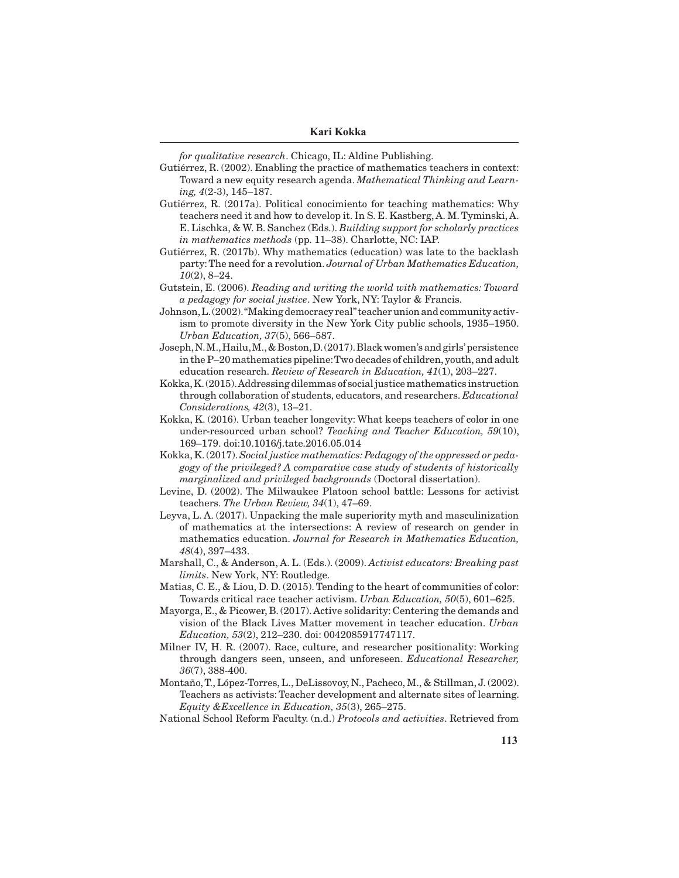*for qualitative research*. Chicago, IL: Aldine Publishing.

Gutiérrez, R. (2002). Enabling the practice of mathematics teachers in context: Toward a new equity research agenda. *Mathematical Thinking and Learning, 4*(2-3), 145–187.

Gutiérrez, R. (2017a). Political conocimiento for teaching mathematics: Why teachers need it and how to develop it. In S. E. Kastberg, A. M. Tyminski, A. E. Lischka, & W. B. Sanchez (Eds.). *Building support for scholarly practices in mathematics methods* (pp. 11–38). Charlotte, NC: IAP.

Gutiérrez, R. (2017b). Why mathematics (education) was late to the backlash party: The need for a revolution. *Journal of Urban Mathematics Education, 10*(2), 8–24.

Gutstein, E. (2006). *Reading and writing the world with mathematics: Toward a pedagogy for social justice*. New York, NY: Taylor & Francis.

Johnson, L. (2002). "Making democracy real" teacher union and community activism to promote diversity in the New York City public schools, 1935–1950. *Urban Education, 37*(5), 566–587.

Joseph, N. M., Hailu, M., & Boston, D. (2017). Black women's and girls' persistence in the P–20 mathematics pipeline: Two decades of children, youth, and adult education research. *Review of Research in Education, 41*(1), 203–227.

Kokka, K. (2015). Addressing dilemmas of social justice mathematics instruction through collaboration of students, educators, and researchers. *Educational Considerations, 42*(3), 13–21.

Kokka, K. (2016). Urban teacher longevity: What keeps teachers of color in one under-resourced urban school? *Teaching and Teacher Education, 59*(10), 169–179. doi:10.1016/j.tate.2016.05.014

Kokka, K. (2017). *Social justice mathematics: Pedagogy of the oppressed or pedagogy of the privileged? A comparative case study of students of historically marginalized and privileged backgrounds* (Doctoral dissertation).

Levine, D. (2002). The Milwaukee Platoon school battle: Lessons for activist teachers. *The Urban Review, 34*(1), 47–69.

Leyva, L. A. (2017). Unpacking the male superiority myth and masculinization of mathematics at the intersections: A review of research on gender in mathematics education. *Journal for Research in Mathematics Education, 48*(4), 397–433.

Marshall, C., & Anderson, A. L. (Eds.). (2009). *Activist educators: Breaking past limits*. New York, NY: Routledge.

Matias, C. E., & Liou, D. D. (2015). Tending to the heart of communities of color: Towards critical race teacher activism. *Urban Education, 50*(5), 601–625.

Mayorga, E., & Picower, B. (2017). Active solidarity: Centering the demands and vision of the Black Lives Matter movement in teacher education. *Urban Education, 53*(2), 212–230. doi: 0042085917747117.

Milner IV, H. R. (2007). Race, culture, and researcher positionality: Working through dangers seen, unseen, and unforeseen. *Educational Researcher, 36*(7), 388-400.

Montaño, T., López-Torres, L., DeLissovoy, N., Pacheco, M., & Stillman, J. (2002). Teachers as activists: Teacher development and alternate sites of learning. *Equity &Excellence in Education, 35*(3), 265–275.

National School Reform Faculty. (n.d.) *Protocols and activities*. Retrieved from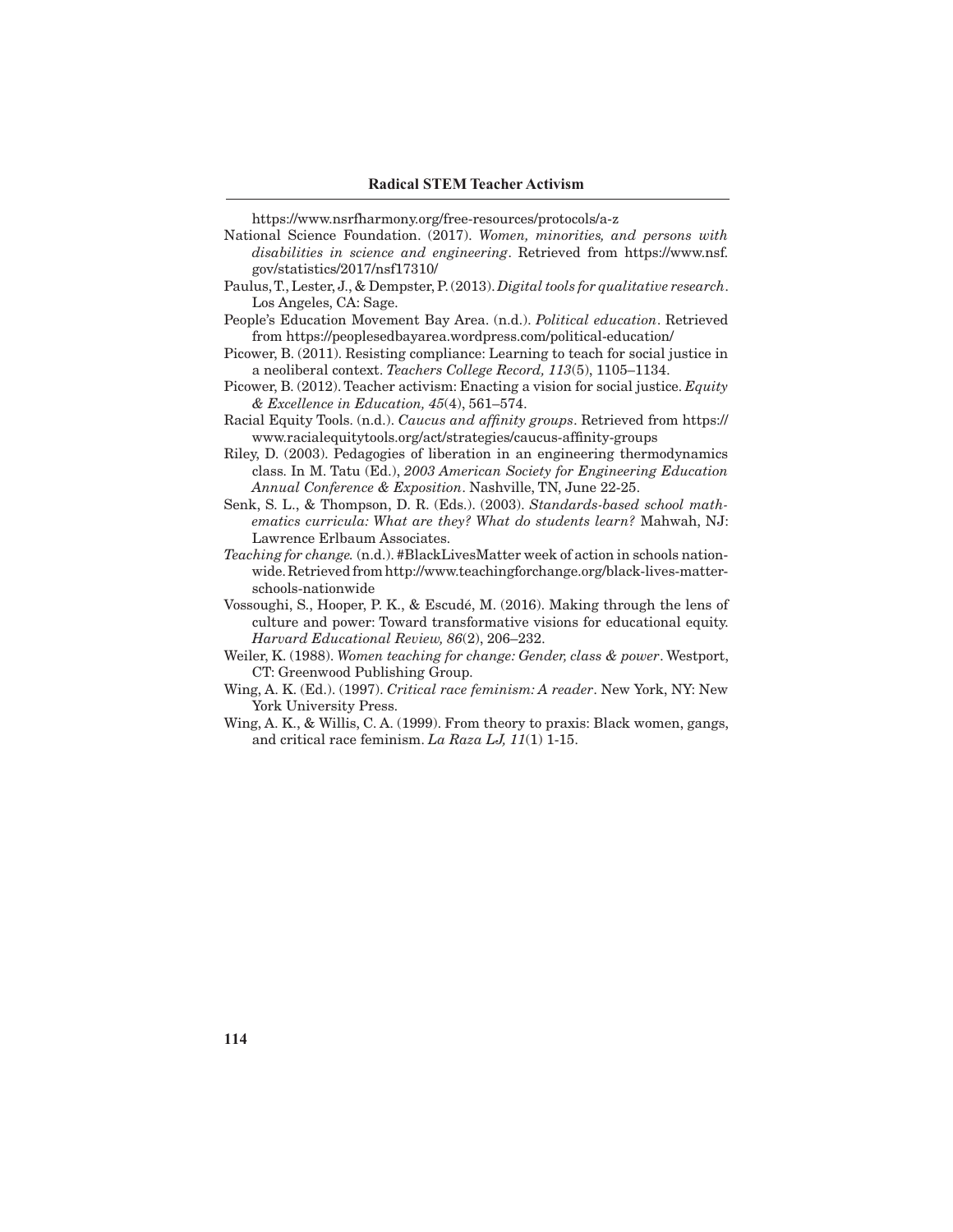https://www.nsrfharmony.org/free-resources/protocols/a-z

National Science Foundation. (2017). *Women, minorities, and persons with disabilities in science and engineering*. Retrieved from https://www.nsf.gov/statistics/2017/nsf17310/

Paulus, T., Lester, J., & Dempster, P. (2013). *Digital tools for qualitative research*. Los Angeles, CA: Sage.

People's Education Movement Bay Area. (n.d.). *Political education*. Retrieved from https://peoplesedbayarea.wordpress.com/political-education/

Picower, B. (2011). Resisting compliance: Learning to teach for social justice in a neoliberal context. *Teachers College Record, 113*(5), 1105–1134.

Picower, B. (2012). Teacher activism: Enacting a vision for social justice. *Equity & Excellence in Education, 45*(4), 561–574.

Racial Equity Tools. (n.d.). *Caucus and affinity groups*. Retrieved from https://www.racialequitytools.org/act/strategies/caucus-affinity-groups

Riley, D. (2003). Pedagogies of liberation in an engineering thermodynamics class. In M. Tatu (Ed.), *2003 American Society for Engineering Education Annual Conference & Exposition*. Nashville, TN, June 22-25.

Senk, S. L., & Thompson, D. R. (Eds.). (2003). *Standards-based school mathematics curricula: What are they? What do students learn?* Mahwah, NJ: Lawrence Erlbaum Associates.

*Teaching for change.* (n.d.). #BlackLivesMatter week of action in schools nationwide. Retrieved from http://www.teachingforchange.org/black-lives-matter-schools-nationwide

Vossoughi, S., Hooper, P. K., & Escudé, M. (2016). Making through the lens of culture and power: Toward transformative visions for educational equity. *Harvard Educational Review, 86*(2), 206–232.

Weiler, K. (1988). *Women teaching for change: Gender, class & power*. Westport, CT: Greenwood Publishing Group.

Wing, A. K. (Ed.). (1997). *Critical race feminism: A reader*. New York, NY: New York University Press.

Wing, A. K., & Willis, C. A. (1999). From theory to praxis: Black women, gangs, and critical race feminism. *La Raza LJ, 11*(1) 1-15.